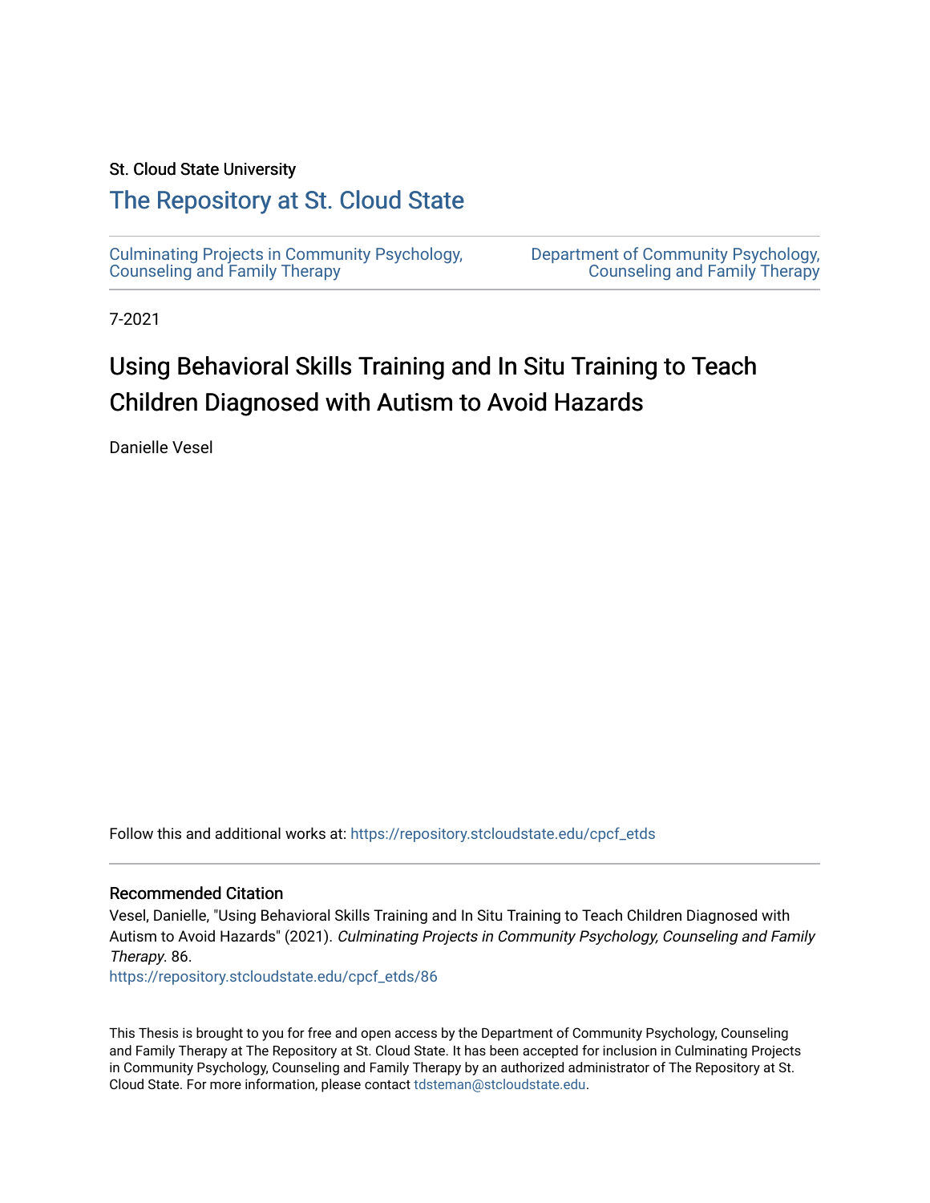St. Cloud State University

# The Repository at St. Cloud State

Culminating Projects in Community Psychology, Counseling and Family Therapy

Department of Community Psychology, Counseling and Family Therapy

7-2021

## Using Behavioral Skills Training and In Situ Training to Teach Children Diagnosed with Autism to Avoid Hazards

Danielle Vesel

Follow this and additional works at: https://repository.stcloudstate.edu/cpcf_etds

### Recommended Citation

Vesel, Danielle, "Using Behavioral Skills Training and In Situ Training to Teach Children Diagnosed with Autism to Avoid Hazards" (2021). *Culminating Projects in Community Psychology, Counseling and Family Therapy*. 86.
https://repository.stcloudstate.edu/cpcf_etds/86

This Thesis is brought to you for free and open access by the Department of Community Psychology, Counseling and Family Therapy at The Repository at St. Cloud State. It has been accepted for inclusion in Culminating Projects in Community Psychology, Counseling and Family Therapy by an authorized administrator of The Repository at St. Cloud State. For more information, please contact tdsteman@stcloudstate.edu.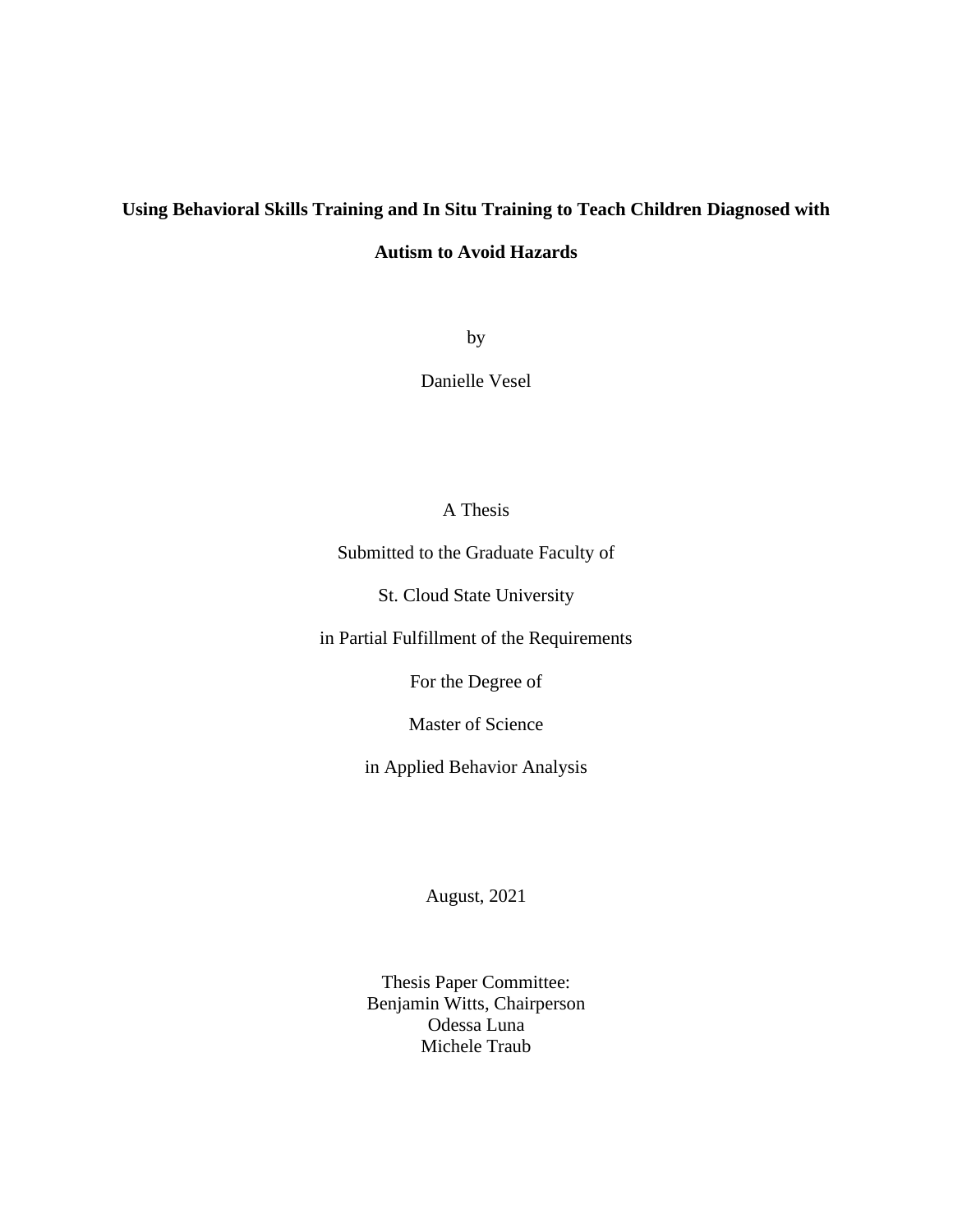# Using Behavioral Skills Training and In Situ Training to Teach Children Diagnosed with Autism to Avoid Hazards

by

Danielle Vesel

A Thesis

Submitted to the Graduate Faculty of

St. Cloud State University

in Partial Fulfillment of the Requirements

For the Degree of

Master of Science

in Applied Behavior Analysis

August, 2021

Thesis Paper Committee:
Benjamin Witts, Chairperson
Odessa Luna
Michele Traub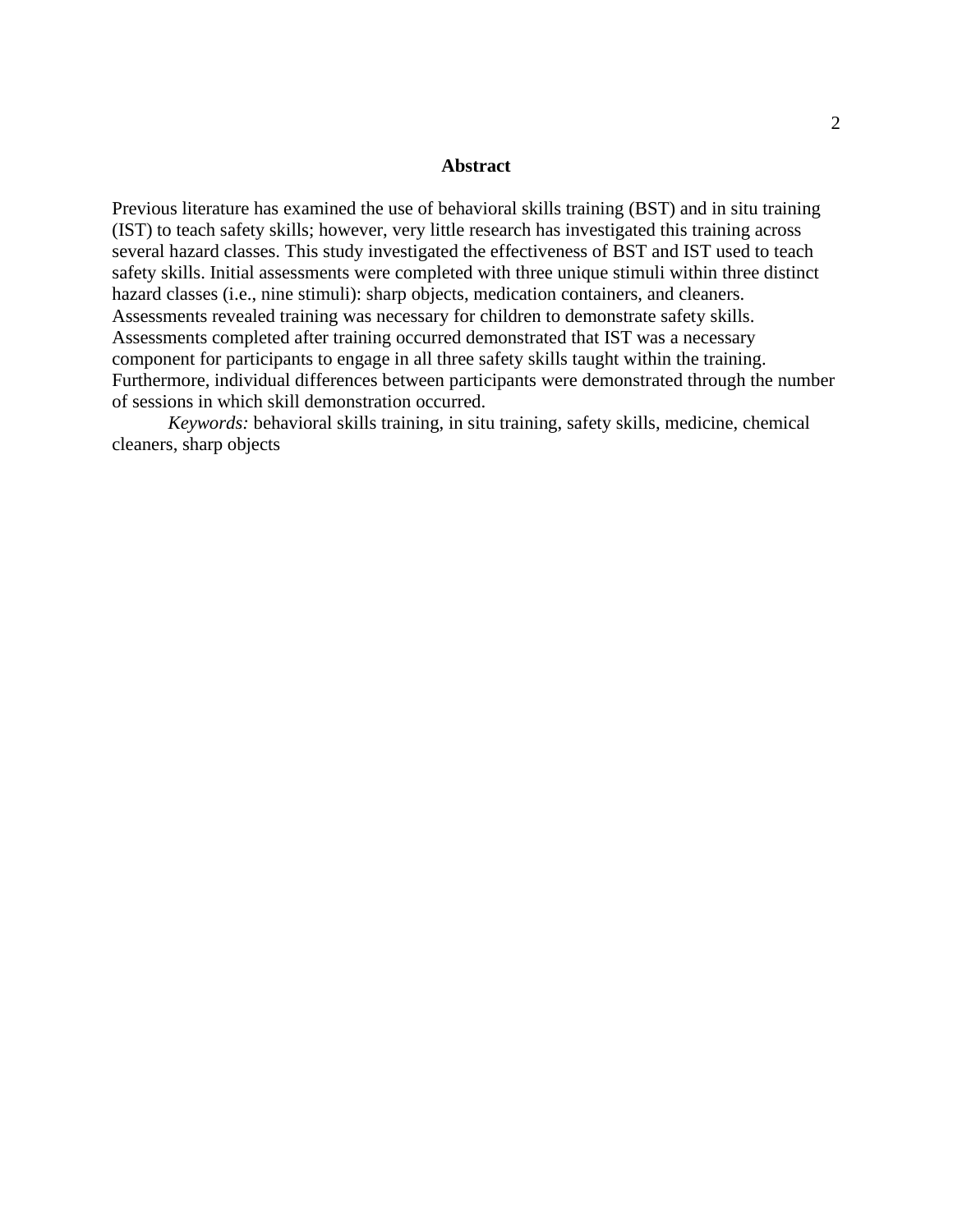## Abstract

Previous literature has examined the use of behavioral skills training (BST) and in situ training (IST) to teach safety skills; however, very little research has investigated this training across several hazard classes. This study investigated the effectiveness of BST and IST used to teach safety skills. Initial assessments were completed with three unique stimuli within three distinct hazard classes (i.e., nine stimuli): sharp objects, medication containers, and cleaners. Assessments revealed training was necessary for children to demonstrate safety skills. Assessments completed after training occurred demonstrated that IST was a necessary component for participants to engage in all three safety skills taught within the training. Furthermore, individual differences between participants were demonstrated through the number of sessions in which skill demonstration occurred.

*Keywords:* behavioral skills training, in situ training, safety skills, medicine, chemical cleaners, sharp objects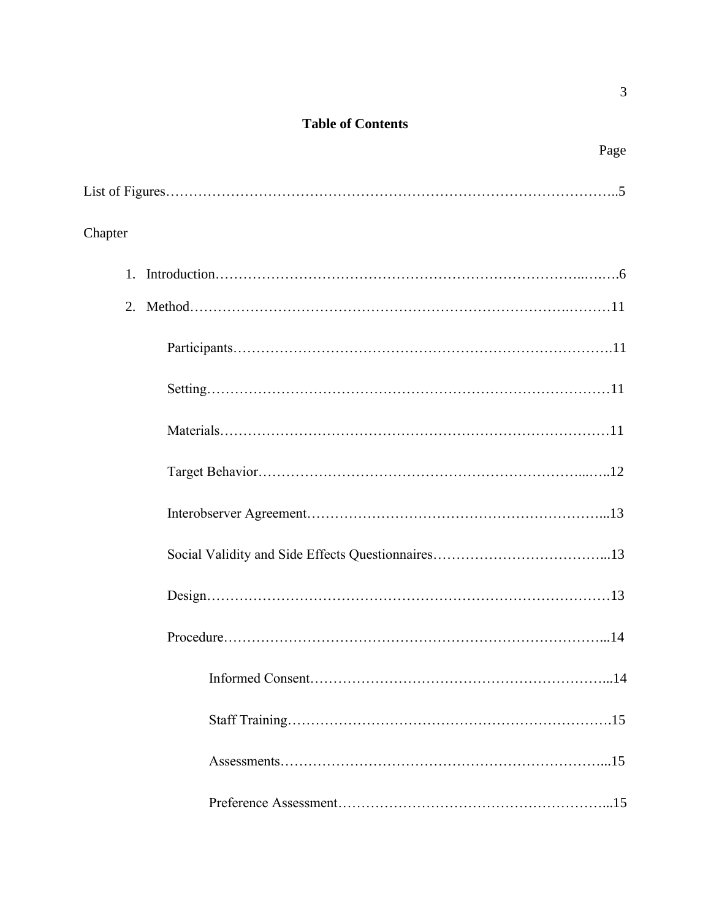**Table of Contents**

Page

List of Figures……………………………………………………………………………………..5

Chapter

1. Introduction…………………………………………………………………………..….….6
2. Method…………………………………………………………………………….………11

    Participants……………………………………………………………………………11

    Setting…………………………………………………………………………………11

    Materials………………………………………………………………………………11

    Target Behavior…………………………………………………………………...…..12

    Interobserver Agreement……………………………………………………………...13

    Social Validity and Side Effects Questionnaires………………………………….....13

    Design…………………………………………………………………………………13

    Procedure……………………………………………………………………………...14

        Informed Consent…………………………………………………………...14

        Staff Training……………………………………………………………….15

        Assessments……………………………………………………………….....15

        Preference Assessment……………………………………………………...15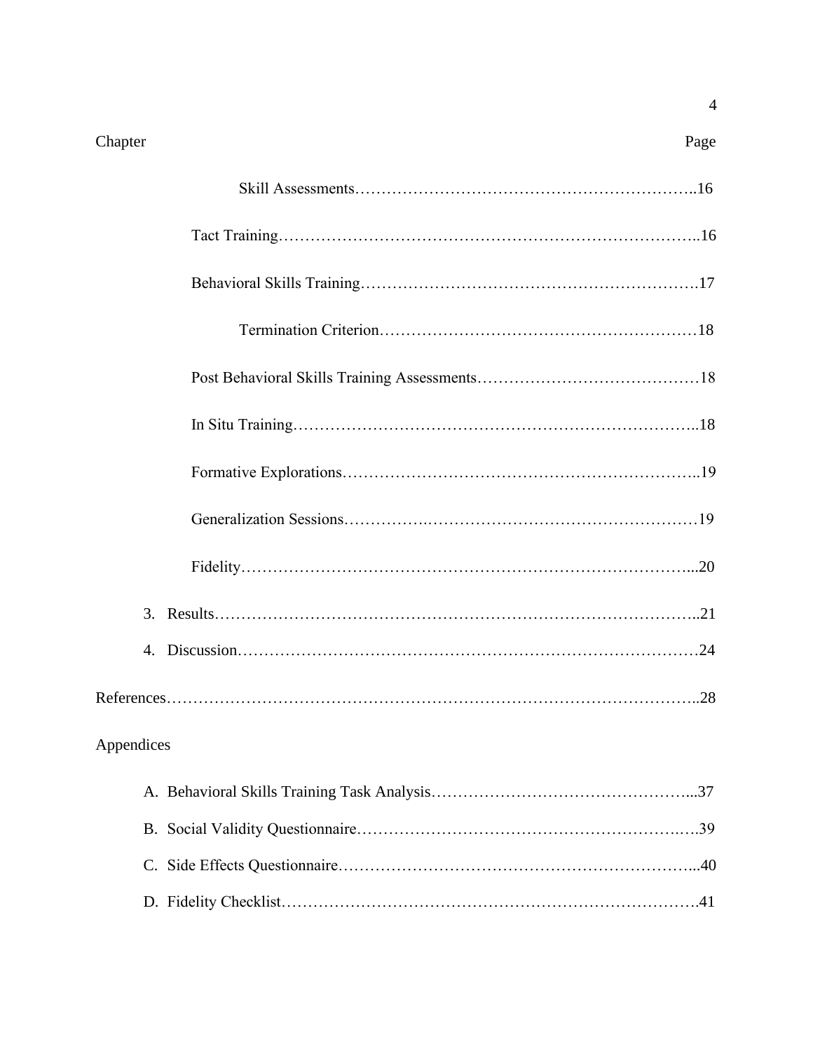Chapter Page

Skill Assessments……………………………………………………..16

Tact Training…………………………………………………………………..16

Behavioral Skills Training…………………………………………………….17

Termination Criterion…………………………………………………18

Post Behavioral Skills Training Assessments……………………………………18

In Situ Training…………………………………………………………………..18

Formative Explorations…………………………………………………………..19

Generalization Sessions…………………………………………………………19

Fidelity…………………………………………………………………………...20

3. Results……………………………………………………………………………..21
4. Discussion…………………………………………………………………………24

References……………………………………………………………………………………..28

Appendices

A. Behavioral Skills Training Task Analysis…………………………………………...37
B. Social Validity Questionnaire……………………………………………………….39
C. Side Effects Questionnaire…………………………………………………………...40
D. Fidelity Checklist…………………………………………………………………….41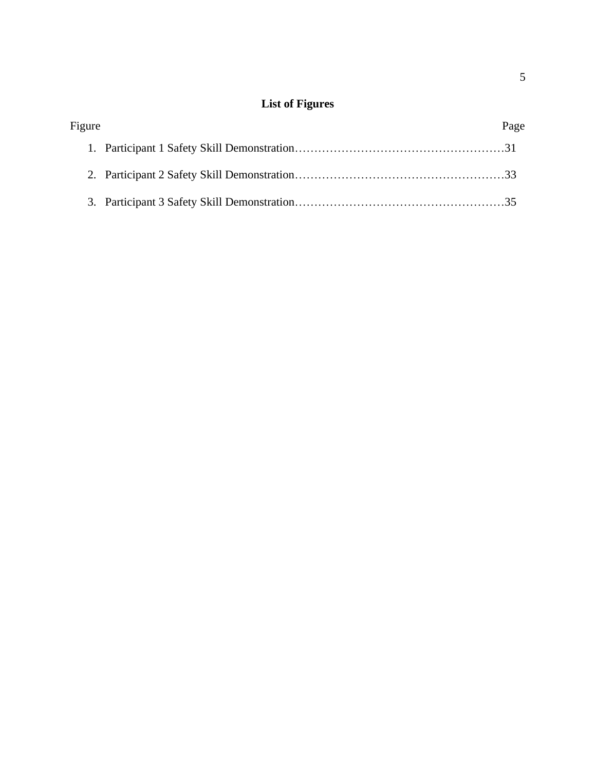## List of Figures

Figure | Page
--- | ---
1. Participant 1 Safety Skill Demonstration | 31
2. Participant 2 Safety Skill Demonstration | 33
3. Participant 3 Safety Skill Demonstration | 35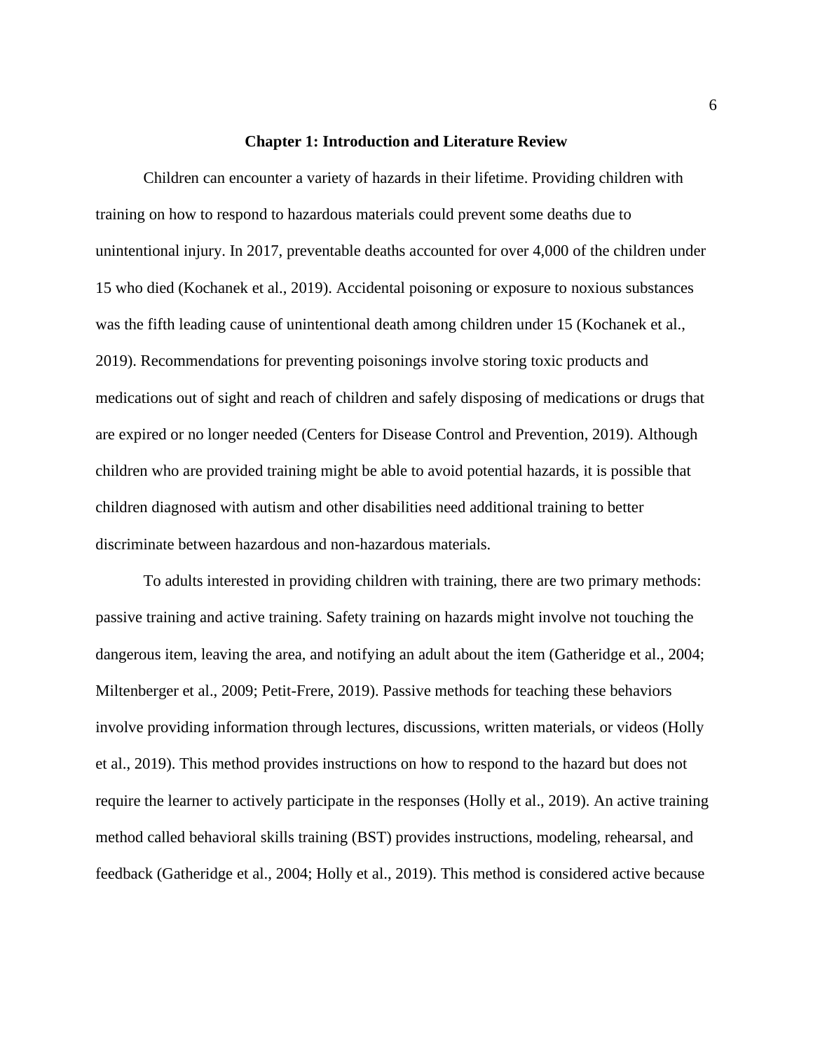# Chapter 1: Introduction and Literature Review

Children can encounter a variety of hazards in their lifetime. Providing children with training on how to respond to hazardous materials could prevent some deaths due to unintentional injury. In 2017, preventable deaths accounted for over 4,000 of the children under 15 who died (Kochanek et al., 2019). Accidental poisoning or exposure to noxious substances was the fifth leading cause of unintentional death among children under 15 (Kochanek et al., 2019). Recommendations for preventing poisonings involve storing toxic products and medications out of sight and reach of children and safely disposing of medications or drugs that are expired or no longer needed (Centers for Disease Control and Prevention, 2019). Although children who are provided training might be able to avoid potential hazards, it is possible that children diagnosed with autism and other disabilities need additional training to better discriminate between hazardous and non-hazardous materials.

To adults interested in providing children with training, there are two primary methods: passive training and active training. Safety training on hazards might involve not touching the dangerous item, leaving the area, and notifying an adult about the item (Gatheridge et al., 2004; Miltenberger et al., 2009; Petit-Frere, 2019). Passive methods for teaching these behaviors involve providing information through lectures, discussions, written materials, or videos (Holly et al., 2019). This method provides instructions on how to respond to the hazard but does not require the learner to actively participate in the responses (Holly et al., 2019). An active training method called behavioral skills training (BST) provides instructions, modeling, rehearsal, and feedback (Gatheridge et al., 2004; Holly et al., 2019). This method is considered active because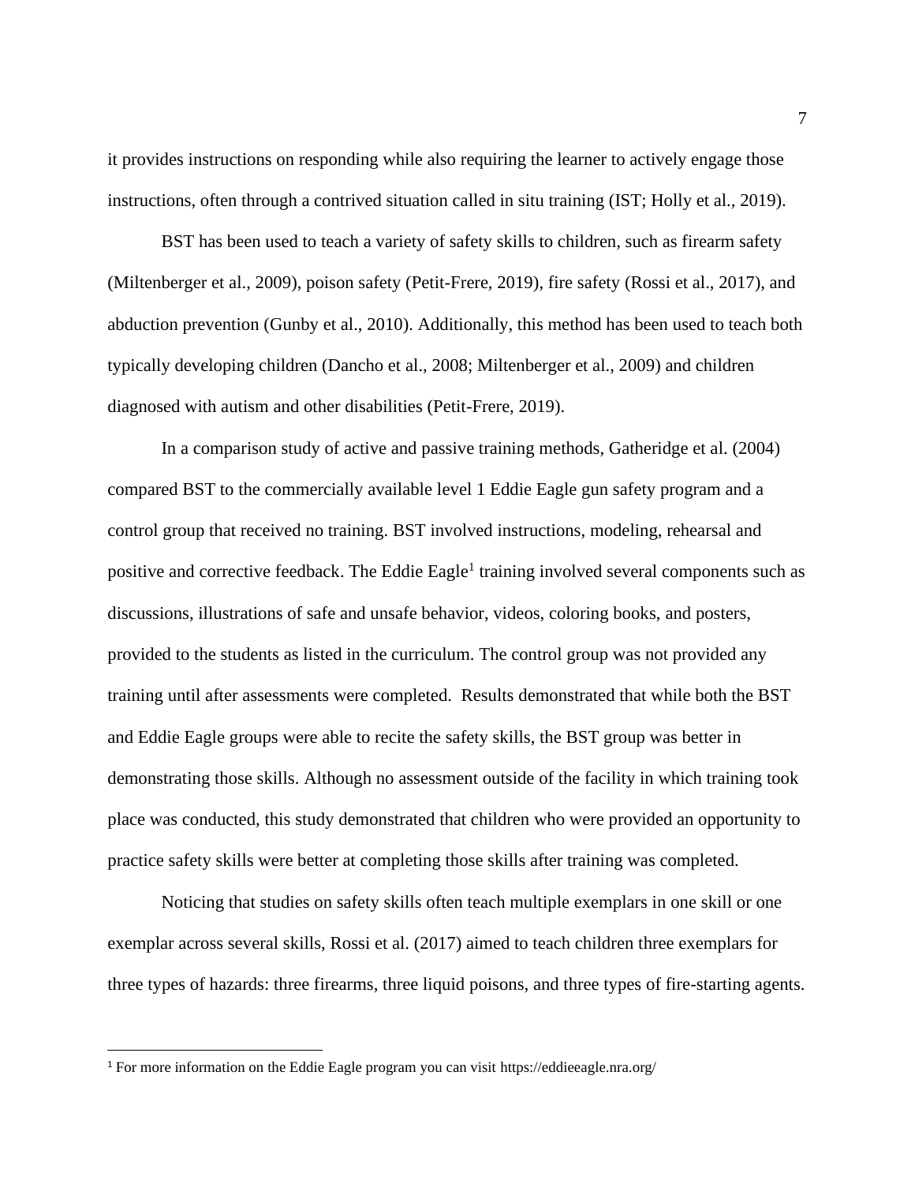it provides instructions on responding while also requiring the learner to actively engage those instructions, often through a contrived situation called in situ training (IST; Holly et al., 2019).

BST has been used to teach a variety of safety skills to children, such as firearm safety (Miltenberger et al., 2009), poison safety (Petit-Frere, 2019), fire safety (Rossi et al., 2017), and abduction prevention (Gunby et al., 2010). Additionally, this method has been used to teach both typically developing children (Dancho et al., 2008; Miltenberger et al., 2009) and children diagnosed with autism and other disabilities (Petit-Frere, 2019).

In a comparison study of active and passive training methods, Gatheridge et al. (2004) compared BST to the commercially available level 1 Eddie Eagle gun safety program and a control group that received no training. BST involved instructions, modeling, rehearsal and positive and corrective feedback. The Eddie Eagle[1] training involved several components such as discussions, illustrations of safe and unsafe behavior, videos, coloring books, and posters, provided to the students as listed in the curriculum. The control group was not provided any training until after assessments were completed. Results demonstrated that while both the BST and Eddie Eagle groups were able to recite the safety skills, the BST group was better in demonstrating those skills. Although no assessment outside of the facility in which training took place was conducted, this study demonstrated that children who were provided an opportunity to practice safety skills were better at completing those skills after training was completed.

Noticing that studies on safety skills often teach multiple exemplars in one skill or one exemplar across several skills, Rossi et al. (2017) aimed to teach children three exemplars for three types of hazards: three firearms, three liquid poisons, and three types of fire-starting agents.

[1] For more information on the Eddie Eagle program you can visit https://eddieeagle.nra.org/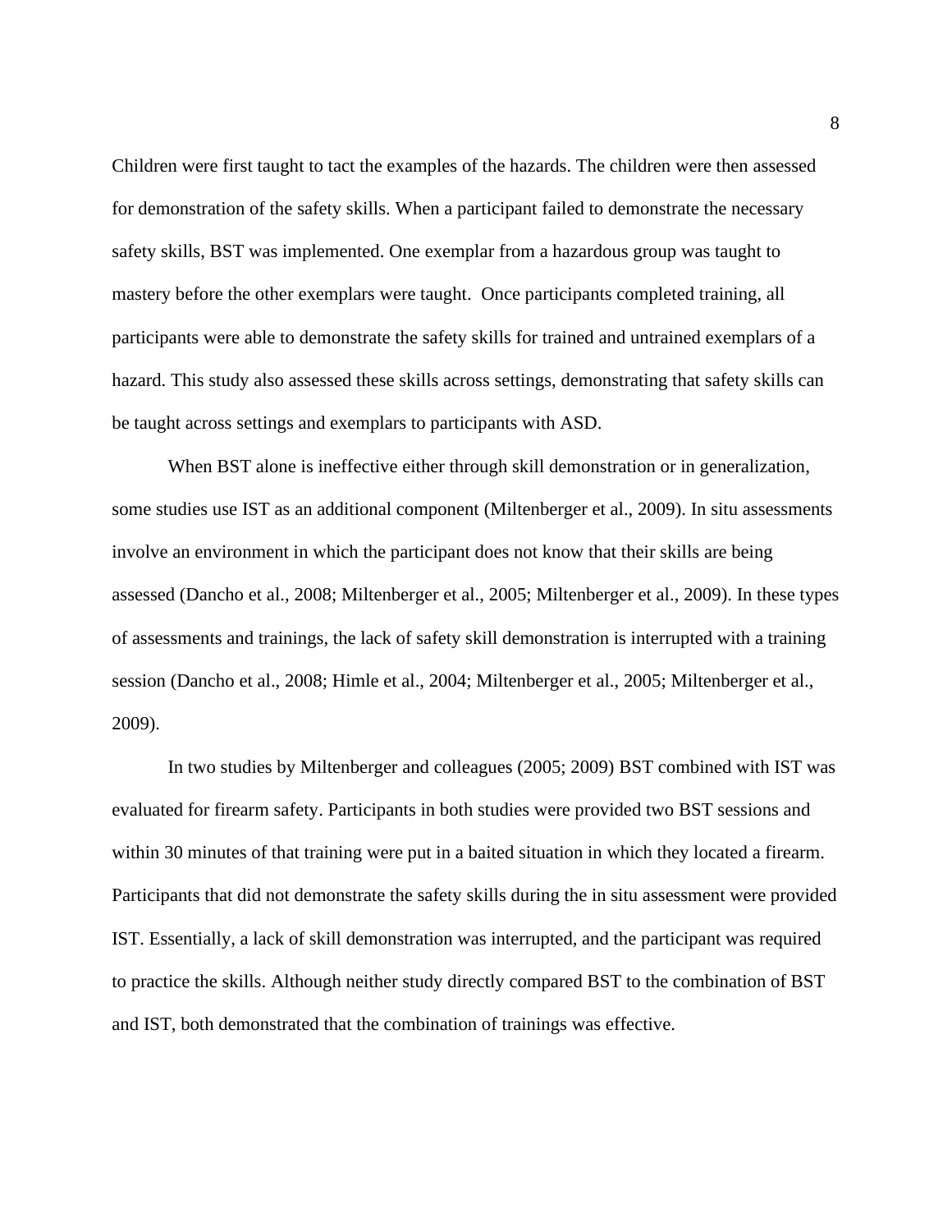Children were first taught to tact the examples of the hazards. The children were then assessed for demonstration of the safety skills. When a participant failed to demonstrate the necessary safety skills, BST was implemented. One exemplar from a hazardous group was taught to mastery before the other exemplars were taught.  Once participants completed training, all participants were able to demonstrate the safety skills for trained and untrained exemplars of a hazard. This study also assessed these skills across settings, demonstrating that safety skills can be taught across settings and exemplars to participants with ASD.

When BST alone is ineffective either through skill demonstration or in generalization, some studies use IST as an additional component (Miltenberger et al., 2009). In situ assessments involve an environment in which the participant does not know that their skills are being assessed (Dancho et al., 2008; Miltenberger et al., 2005; Miltenberger et al., 2009). In these types of assessments and trainings, the lack of safety skill demonstration is interrupted with a training session (Dancho et al., 2008; Himle et al., 2004; Miltenberger et al., 2005; Miltenberger et al., 2009).

In two studies by Miltenberger and colleagues (2005; 2009) BST combined with IST was evaluated for firearm safety. Participants in both studies were provided two BST sessions and within 30 minutes of that training were put in a baited situation in which they located a firearm. Participants that did not demonstrate the safety skills during the in situ assessment were provided IST. Essentially, a lack of skill demonstration was interrupted, and the participant was required to practice the skills. Although neither study directly compared BST to the combination of BST and IST, both demonstrated that the combination of trainings was effective.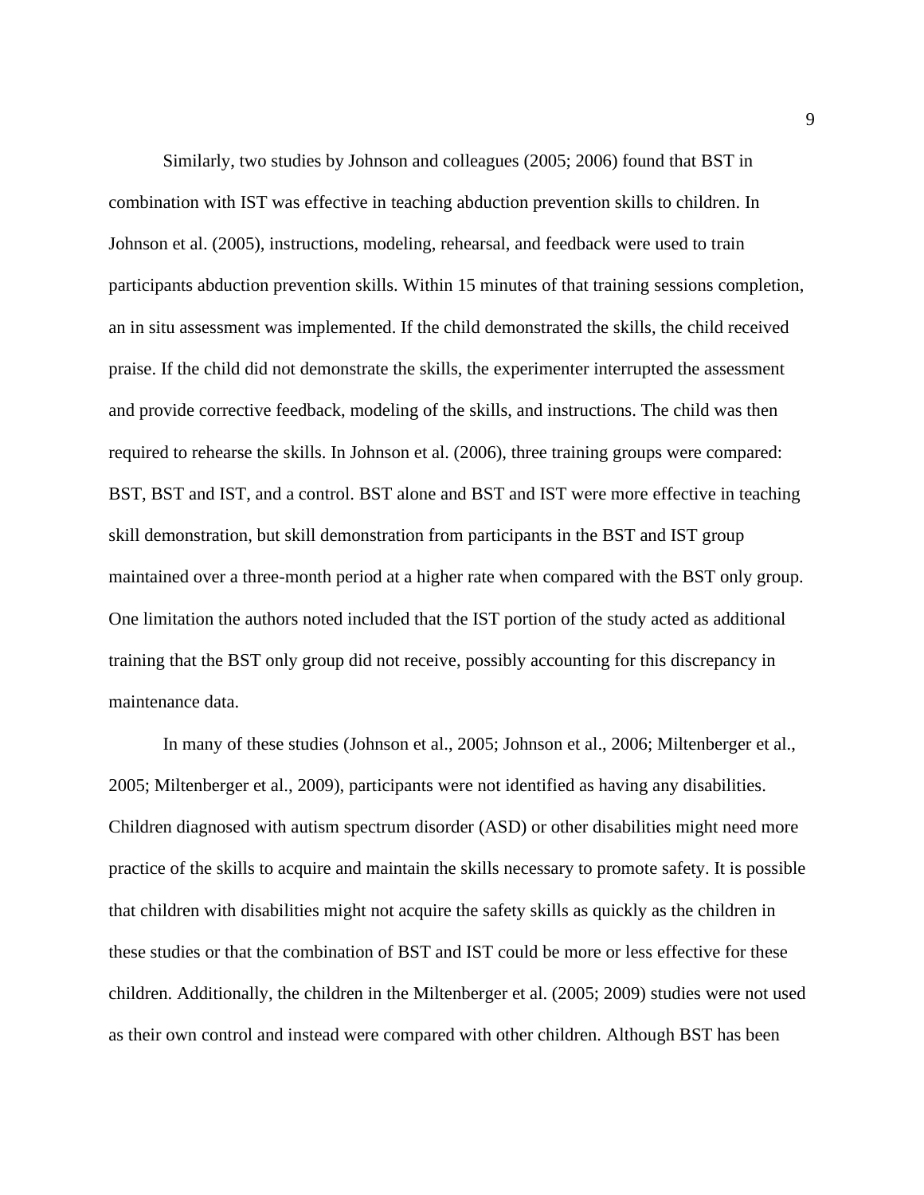Similarly, two studies by Johnson and colleagues (2005; 2006) found that BST in combination with IST was effective in teaching abduction prevention skills to children. In Johnson et al. (2005), instructions, modeling, rehearsal, and feedback were used to train participants abduction prevention skills. Within 15 minutes of that training sessions completion, an in situ assessment was implemented. If the child demonstrated the skills, the child received praise. If the child did not demonstrate the skills, the experimenter interrupted the assessment and provide corrective feedback, modeling of the skills, and instructions. The child was then required to rehearse the skills. In Johnson et al. (2006), three training groups were compared: BST, BST and IST, and a control. BST alone and BST and IST were more effective in teaching skill demonstration, but skill demonstration from participants in the BST and IST group maintained over a three-month period at a higher rate when compared with the BST only group. One limitation the authors noted included that the IST portion of the study acted as additional training that the BST only group did not receive, possibly accounting for this discrepancy in maintenance data.

In many of these studies (Johnson et al., 2005; Johnson et al., 2006; Miltenberger et al., 2005; Miltenberger et al., 2009), participants were not identified as having any disabilities. Children diagnosed with autism spectrum disorder (ASD) or other disabilities might need more practice of the skills to acquire and maintain the skills necessary to promote safety. It is possible that children with disabilities might not acquire the safety skills as quickly as the children in these studies or that the combination of BST and IST could be more or less effective for these children. Additionally, the children in the Miltenberger et al. (2005; 2009) studies were not used as their own control and instead were compared with other children. Although BST has been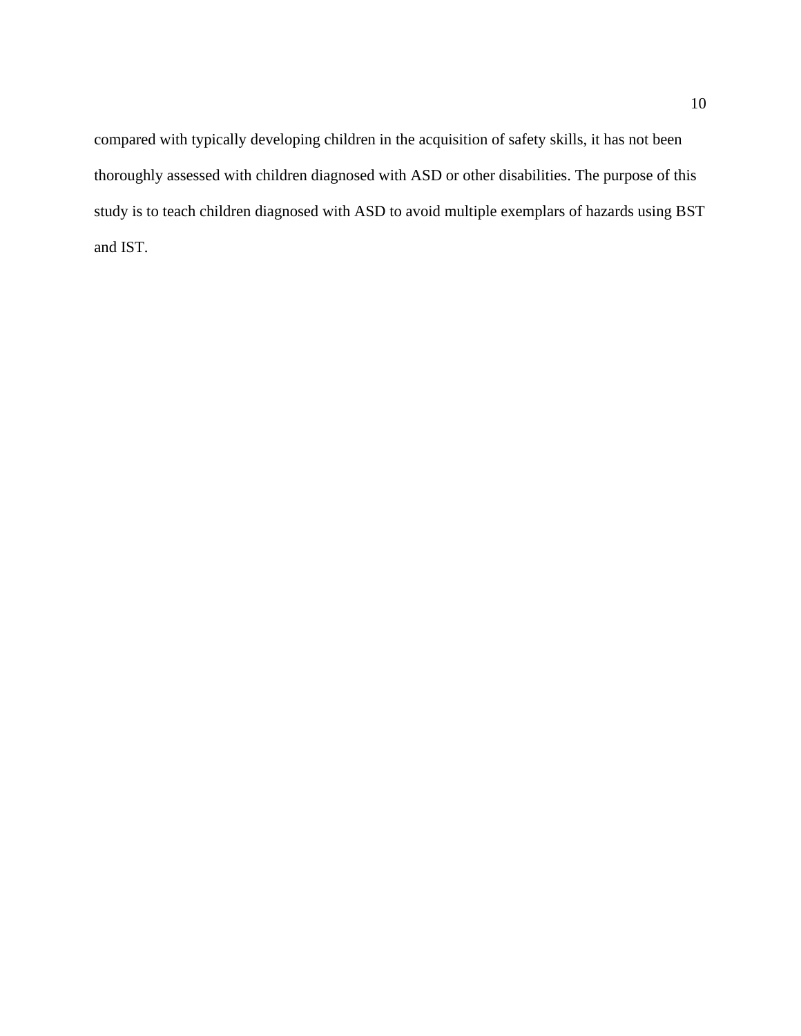compared with typically developing children in the acquisition of safety skills, it has not been thoroughly assessed with children diagnosed with ASD or other disabilities. The purpose of this study is to teach children diagnosed with ASD to avoid multiple exemplars of hazards using BST and IST.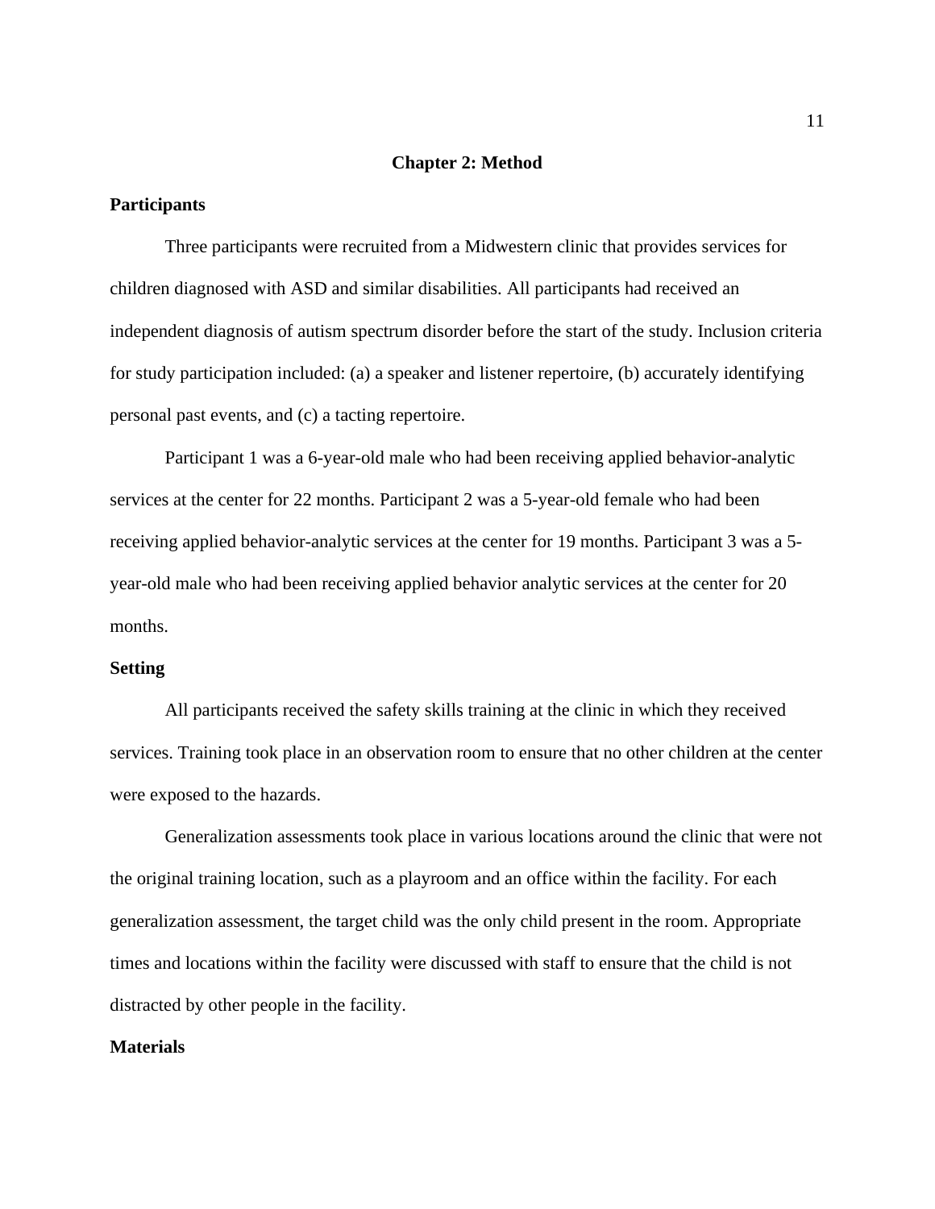# Chapter 2: Method

## Participants

Three participants were recruited from a Midwestern clinic that provides services for children diagnosed with ASD and similar disabilities. All participants had received an independent diagnosis of autism spectrum disorder before the start of the study. Inclusion criteria for study participation included: (a) a speaker and listener repertoire, (b) accurately identifying personal past events, and (c) a tacting repertoire.

Participant 1 was a 6-year-old male who had been receiving applied behavior-analytic services at the center for 22 months. Participant 2 was a 5-year-old female who had been receiving applied behavior-analytic services at the center for 19 months. Participant 3 was a 5-year-old male who had been receiving applied behavior analytic services at the center for 20 months.

## Setting

All participants received the safety skills training at the clinic in which they received services. Training took place in an observation room to ensure that no other children at the center were exposed to the hazards.

Generalization assessments took place in various locations around the clinic that were not the original training location, such as a playroom and an office within the facility. For each generalization assessment, the target child was the only child present in the room. Appropriate times and locations within the facility were discussed with staff to ensure that the child is not distracted by other people in the facility.

## Materials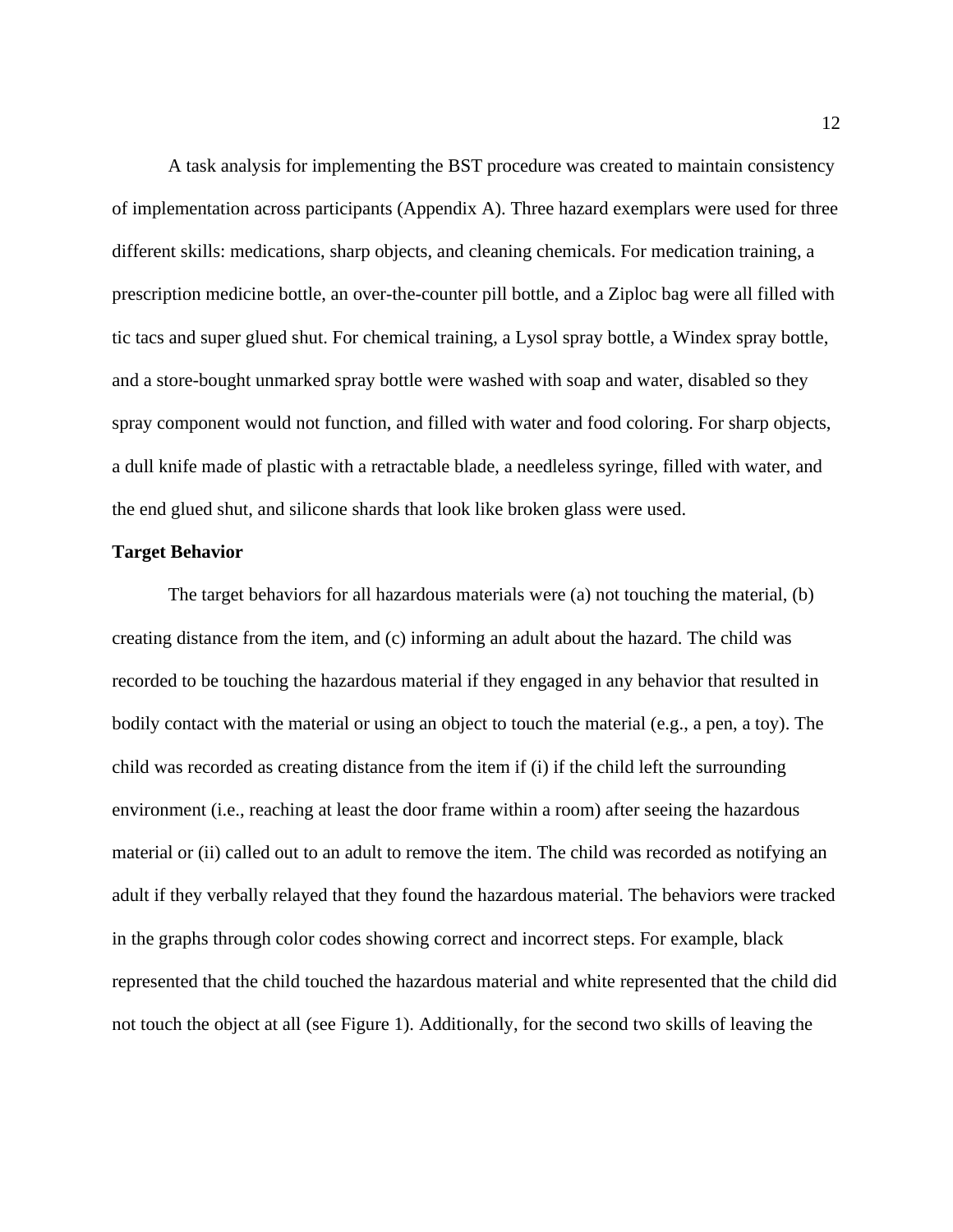A task analysis for implementing the BST procedure was created to maintain consistency of implementation across participants (Appendix A). Three hazard exemplars were used for three different skills: medications, sharp objects, and cleaning chemicals. For medication training, a prescription medicine bottle, an over-the-counter pill bottle, and a Ziploc bag were all filled with tic tacs and super glued shut. For chemical training, a Lysol spray bottle, a Windex spray bottle, and a store-bought unmarked spray bottle were washed with soap and water, disabled so they spray component would not function, and filled with water and food coloring. For sharp objects, a dull knife made of plastic with a retractable blade, a needleless syringe, filled with water, and the end glued shut, and silicone shards that look like broken glass were used.

**Target Behavior**

The target behaviors for all hazardous materials were (a) not touching the material, (b) creating distance from the item, and (c) informing an adult about the hazard. The child was recorded to be touching the hazardous material if they engaged in any behavior that resulted in bodily contact with the material or using an object to touch the material (e.g., a pen, a toy). The child was recorded as creating distance from the item if (i) if the child left the surrounding environment (i.e., reaching at least the door frame within a room) after seeing the hazardous material or (ii) called out to an adult to remove the item. The child was recorded as notifying an adult if they verbally relayed that they found the hazardous material. The behaviors were tracked in the graphs through color codes showing correct and incorrect steps. For example, black represented that the child touched the hazardous material and white represented that the child did not touch the object at all (see Figure 1). Additionally, for the second two skills of leaving the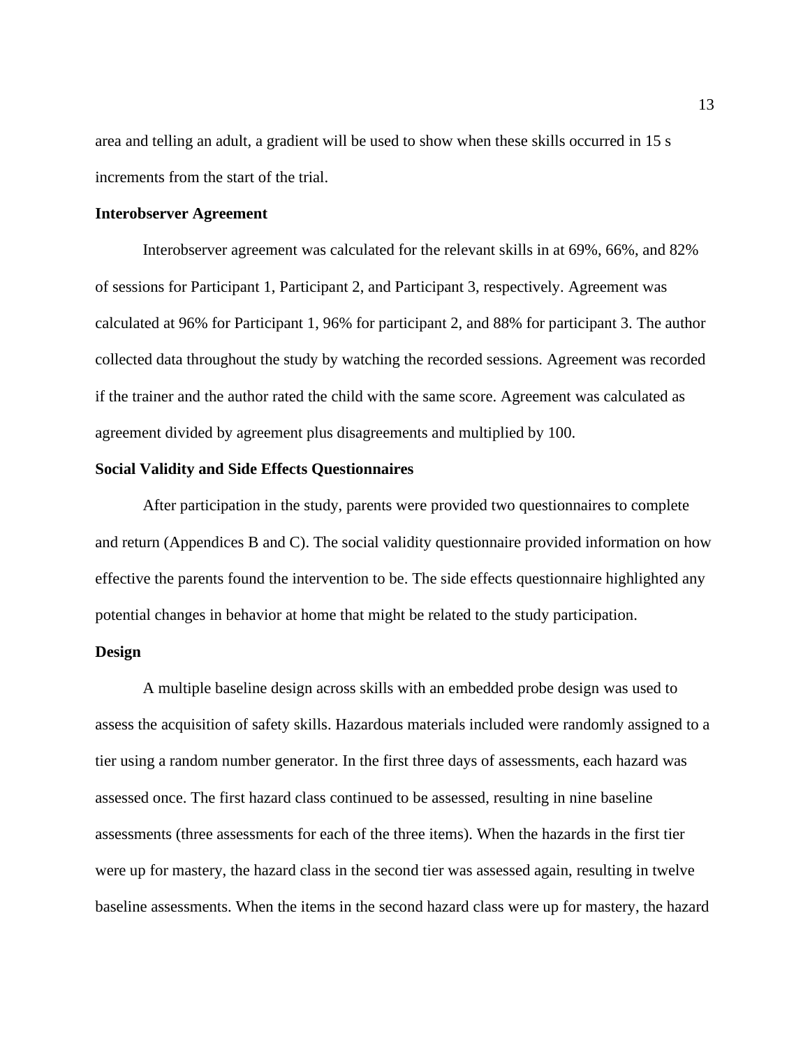area and telling an adult, a gradient will be used to show when these skills occurred in 15 s increments from the start of the trial.

### Interobserver Agreement

Interobserver agreement was calculated for the relevant skills in at 69%, 66%, and 82% of sessions for Participant 1, Participant 2, and Participant 3, respectively. Agreement was calculated at 96% for Participant 1, 96% for participant 2, and 88% for participant 3. The author collected data throughout the study by watching the recorded sessions. Agreement was recorded if the trainer and the author rated the child with the same score. Agreement was calculated as agreement divided by agreement plus disagreements and multiplied by 100.

### Social Validity and Side Effects Questionnaires

After participation in the study, parents were provided two questionnaires to complete and return (Appendices B and C). The social validity questionnaire provided information on how effective the parents found the intervention to be. The side effects questionnaire highlighted any potential changes in behavior at home that might be related to the study participation.

### Design

A multiple baseline design across skills with an embedded probe design was used to assess the acquisition of safety skills. Hazardous materials included were randomly assigned to a tier using a random number generator. In the first three days of assessments, each hazard was assessed once. The first hazard class continued to be assessed, resulting in nine baseline assessments (three assessments for each of the three items). When the hazards in the first tier were up for mastery, the hazard class in the second tier was assessed again, resulting in twelve baseline assessments. When the items in the second hazard class were up for mastery, the hazard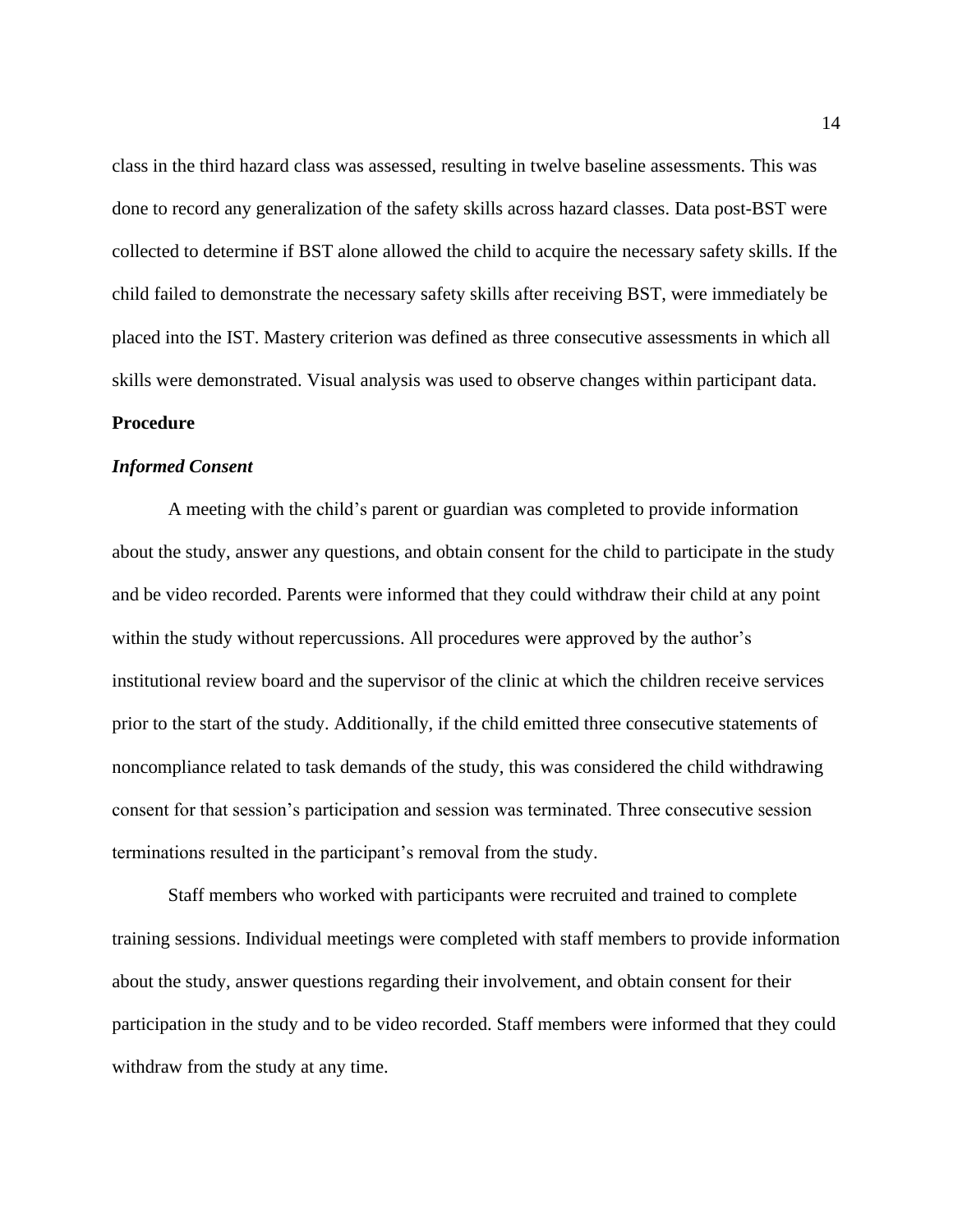class in the third hazard class was assessed, resulting in twelve baseline assessments. This was done to record any generalization of the safety skills across hazard classes. Data post-BST were collected to determine if BST alone allowed the child to acquire the necessary safety skills. If the child failed to demonstrate the necessary safety skills after receiving BST, were immediately be placed into the IST. Mastery criterion was defined as three consecutive assessments in which all skills were demonstrated. Visual analysis was used to observe changes within participant data.

## Procedure

### *Informed Consent*

A meeting with the child's parent or guardian was completed to provide information about the study, answer any questions, and obtain consent for the child to participate in the study and be video recorded. Parents were informed that they could withdraw their child at any point within the study without repercussions. All procedures were approved by the author's institutional review board and the supervisor of the clinic at which the children receive services prior to the start of the study. Additionally, if the child emitted three consecutive statements of noncompliance related to task demands of the study, this was considered the child withdrawing consent for that session's participation and session was terminated. Three consecutive session terminations resulted in the participant's removal from the study.

Staff members who worked with participants were recruited and trained to complete training sessions. Individual meetings were completed with staff members to provide information about the study, answer questions regarding their involvement, and obtain consent for their participation in the study and to be video recorded. Staff members were informed that they could withdraw from the study at any time.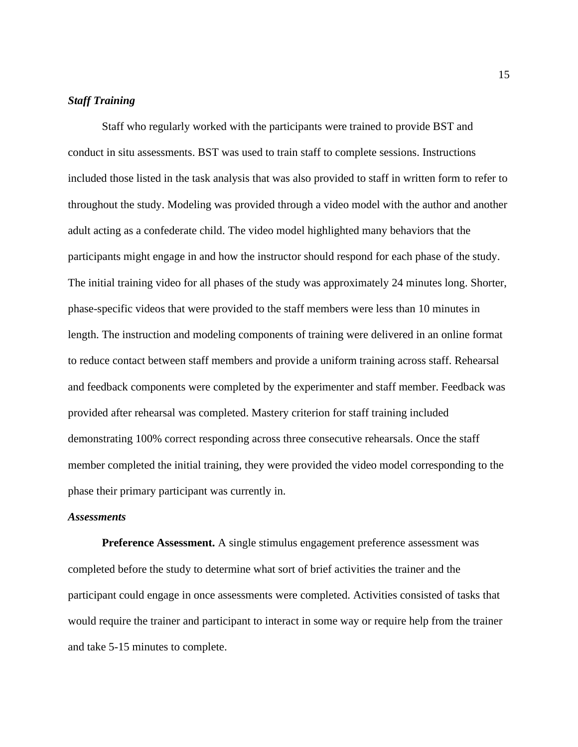### *Staff Training*

Staff who regularly worked with the participants were trained to provide BST and conduct in situ assessments. BST was used to train staff to complete sessions. Instructions included those listed in the task analysis that was also provided to staff in written form to refer to throughout the study. Modeling was provided through a video model with the author and another adult acting as a confederate child. The video model highlighted many behaviors that the participants might engage in and how the instructor should respond for each phase of the study. The initial training video for all phases of the study was approximately 24 minutes long. Shorter, phase-specific videos that were provided to the staff members were less than 10 minutes in length. The instruction and modeling components of training were delivered in an online format to reduce contact between staff members and provide a uniform training across staff. Rehearsal and feedback components were completed by the experimenter and staff member. Feedback was provided after rehearsal was completed. Mastery criterion for staff training included demonstrating 100% correct responding across three consecutive rehearsals. Once the staff member completed the initial training, they were provided the video model corresponding to the phase their primary participant was currently in.

### *Assessments*

**Preference Assessment.** A single stimulus engagement preference assessment was completed before the study to determine what sort of brief activities the trainer and the participant could engage in once assessments were completed. Activities consisted of tasks that would require the trainer and participant to interact in some way or require help from the trainer and take 5-15 minutes to complete.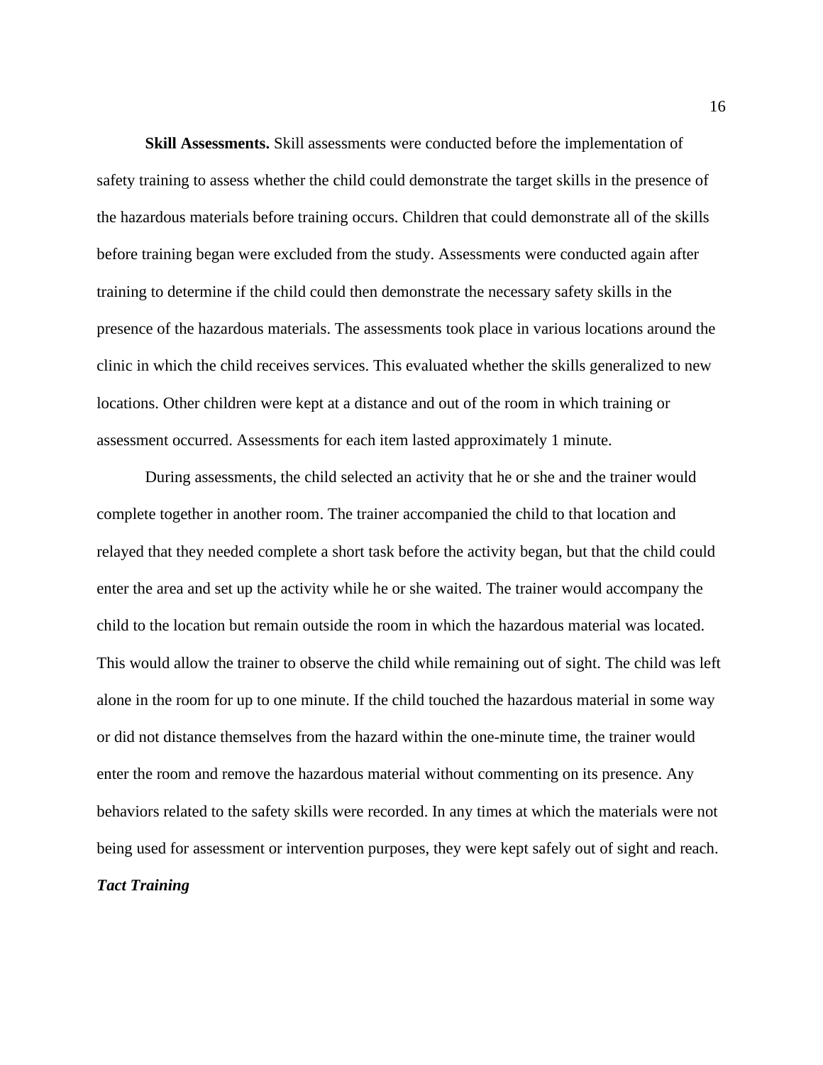**Skill Assessments.** Skill assessments were conducted before the implementation of safety training to assess whether the child could demonstrate the target skills in the presence of the hazardous materials before training occurs. Children that could demonstrate all of the skills before training began were excluded from the study. Assessments were conducted again after training to determine if the child could then demonstrate the necessary safety skills in the presence of the hazardous materials. The assessments took place in various locations around the clinic in which the child receives services. This evaluated whether the skills generalized to new locations. Other children were kept at a distance and out of the room in which training or assessment occurred. Assessments for each item lasted approximately 1 minute.

During assessments, the child selected an activity that he or she and the trainer would complete together in another room. The trainer accompanied the child to that location and relayed that they needed complete a short task before the activity began, but that the child could enter the area and set up the activity while he or she waited. The trainer would accompany the child to the location but remain outside the room in which the hazardous material was located. This would allow the trainer to observe the child while remaining out of sight. The child was left alone in the room for up to one minute. If the child touched the hazardous material in some way or did not distance themselves from the hazard within the one-minute time, the trainer would enter the room and remove the hazardous material without commenting on its presence. Any behaviors related to the safety skills were recorded. In any times at which the materials were not being used for assessment or intervention purposes, they were kept safely out of sight and reach.

***Tact Training***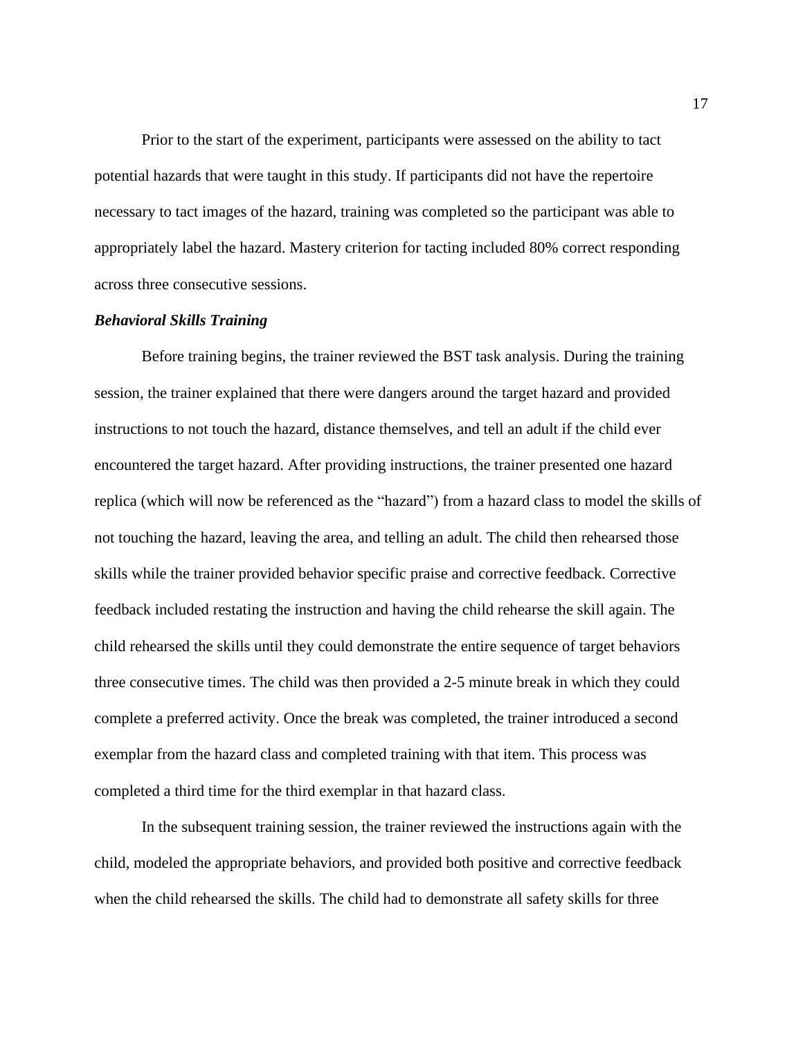Prior to the start of the experiment, participants were assessed on the ability to tact potential hazards that were taught in this study. If participants did not have the repertoire necessary to tact images of the hazard, training was completed so the participant was able to appropriately label the hazard. Mastery criterion for tacting included 80% correct responding across three consecutive sessions.

### ***Behavioral Skills Training***

Before training begins, the trainer reviewed the BST task analysis. During the training session, the trainer explained that there were dangers around the target hazard and provided instructions to not touch the hazard, distance themselves, and tell an adult if the child ever encountered the target hazard. After providing instructions, the trainer presented one hazard replica (which will now be referenced as the "hazard") from a hazard class to model the skills of not touching the hazard, leaving the area, and telling an adult. The child then rehearsed those skills while the trainer provided behavior specific praise and corrective feedback. Corrective feedback included restating the instruction and having the child rehearse the skill again. The child rehearsed the skills until they could demonstrate the entire sequence of target behaviors three consecutive times. The child was then provided a 2-5 minute break in which they could complete a preferred activity. Once the break was completed, the trainer introduced a second exemplar from the hazard class and completed training with that item. This process was completed a third time for the third exemplar in that hazard class.

In the subsequent training session, the trainer reviewed the instructions again with the child, modeled the appropriate behaviors, and provided both positive and corrective feedback when the child rehearsed the skills. The child had to demonstrate all safety skills for three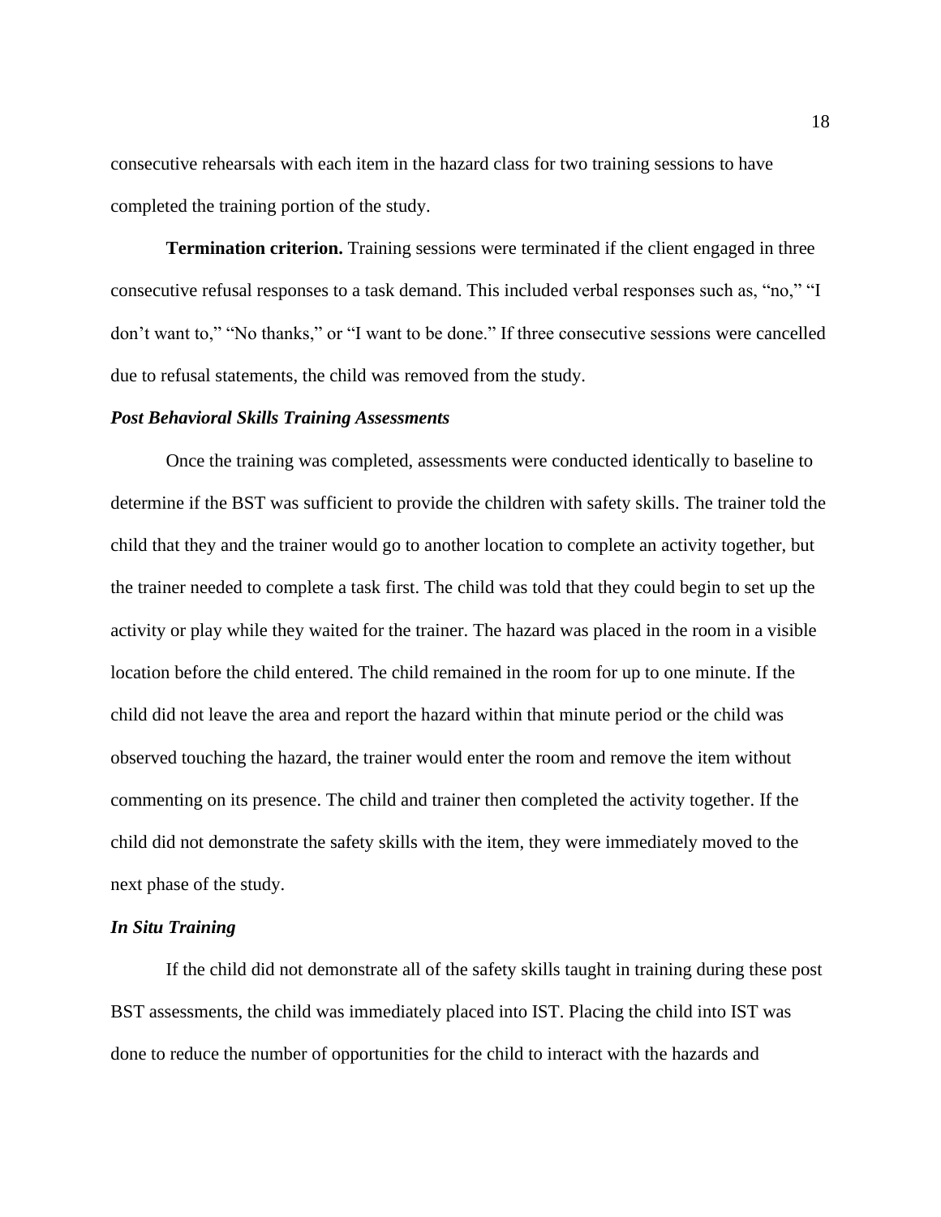consecutive rehearsals with each item in the hazard class for two training sessions to have completed the training portion of the study.

**Termination criterion.** Training sessions were terminated if the client engaged in three consecutive refusal responses to a task demand. This included verbal responses such as, “no,” “I don’t want to,” “No thanks,” or “I want to be done.” If three consecutive sessions were cancelled due to refusal statements, the child was removed from the study.

### *Post Behavioral Skills Training Assessments*

Once the training was completed, assessments were conducted identically to baseline to determine if the BST was sufficient to provide the children with safety skills. The trainer told the child that they and the trainer would go to another location to complete an activity together, but the trainer needed to complete a task first. The child was told that they could begin to set up the activity or play while they waited for the trainer. The hazard was placed in the room in a visible location before the child entered. The child remained in the room for up to one minute. If the child did not leave the area and report the hazard within that minute period or the child was observed touching the hazard, the trainer would enter the room and remove the item without commenting on its presence. The child and trainer then completed the activity together. If the child did not demonstrate the safety skills with the item, they were immediately moved to the next phase of the study.

### *In Situ Training*

If the child did not demonstrate all of the safety skills taught in training during these post BST assessments, the child was immediately placed into IST. Placing the child into IST was done to reduce the number of opportunities for the child to interact with the hazards and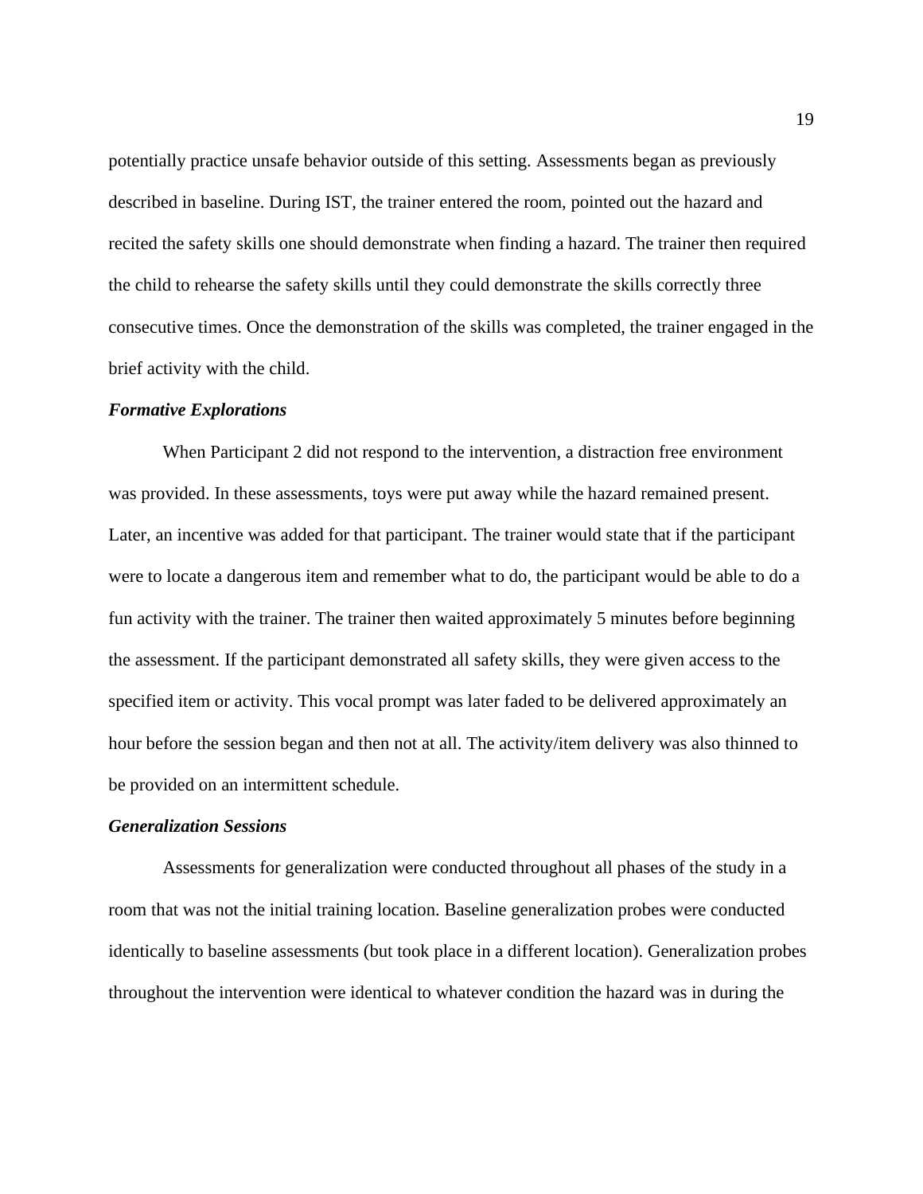potentially practice unsafe behavior outside of this setting. Assessments began as previously described in baseline. During IST, the trainer entered the room, pointed out the hazard and recited the safety skills one should demonstrate when finding a hazard. The trainer then required the child to rehearse the safety skills until they could demonstrate the skills correctly three consecutive times. Once the demonstration of the skills was completed, the trainer engaged in the brief activity with the child.

### ***Formative Explorations***

When Participant 2 did not respond to the intervention, a distraction free environment was provided. In these assessments, toys were put away while the hazard remained present. Later, an incentive was added for that participant. The trainer would state that if the participant were to locate a dangerous item and remember what to do, the participant would be able to do a fun activity with the trainer. The trainer then waited approximately 5 minutes before beginning the assessment. If the participant demonstrated all safety skills, they were given access to the specified item or activity. This vocal prompt was later faded to be delivered approximately an hour before the session began and then not at all. The activity/item delivery was also thinned to be provided on an intermittent schedule.

### ***Generalization Sessions***

Assessments for generalization were conducted throughout all phases of the study in a room that was not the initial training location. Baseline generalization probes were conducted identically to baseline assessments (but took place in a different location). Generalization probes throughout the intervention were identical to whatever condition the hazard was in during the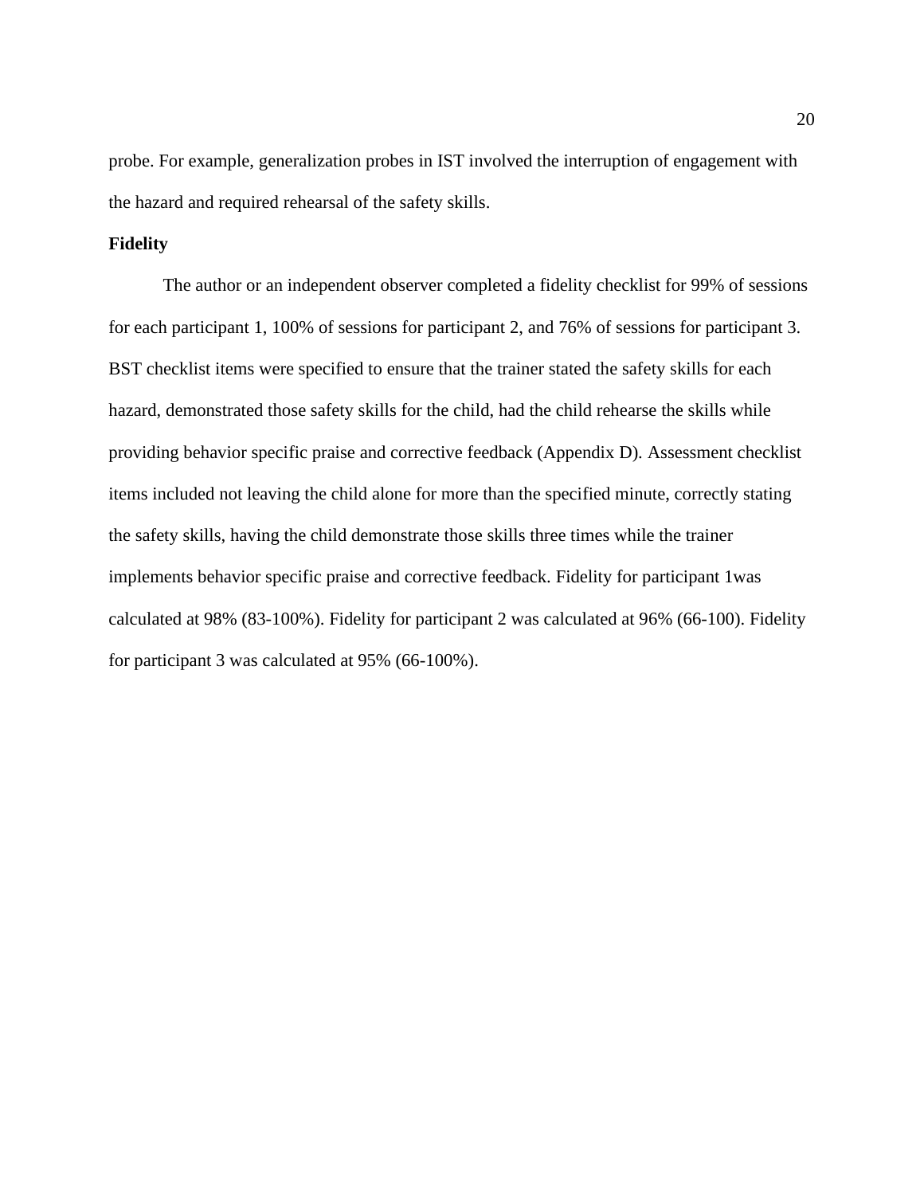probe. For example, generalization probes in IST involved the interruption of engagement with the hazard and required rehearsal of the safety skills.

**Fidelity**

The author or an independent observer completed a fidelity checklist for 99% of sessions for each participant 1, 100% of sessions for participant 2, and 76% of sessions for participant 3. BST checklist items were specified to ensure that the trainer stated the safety skills for each hazard, demonstrated those safety skills for the child, had the child rehearse the skills while providing behavior specific praise and corrective feedback (Appendix D). Assessment checklist items included not leaving the child alone for more than the specified minute, correctly stating the safety skills, having the child demonstrate those skills three times while the trainer implements behavior specific praise and corrective feedback. Fidelity for participant 1was calculated at 98% (83-100%). Fidelity for participant 2 was calculated at 96% (66-100). Fidelity for participant 3 was calculated at 95% (66-100%).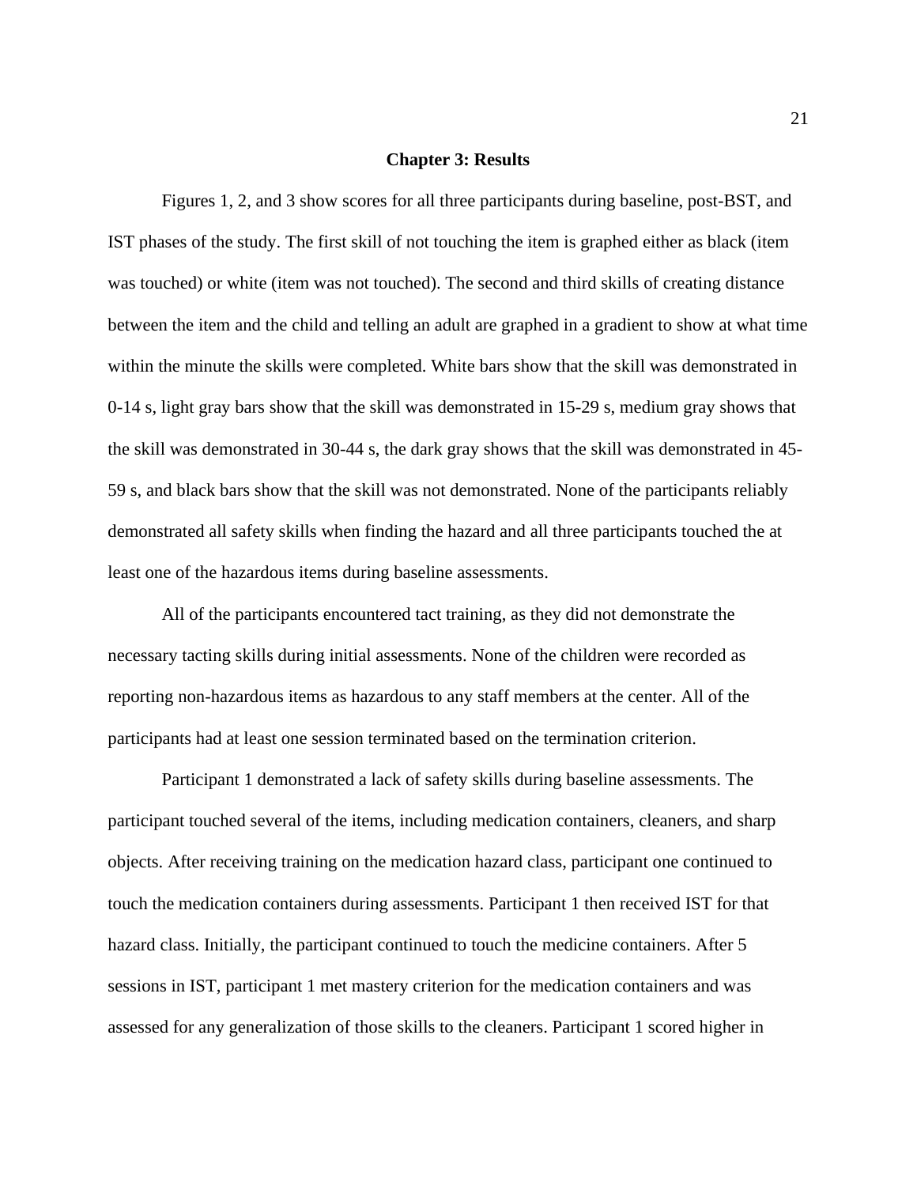# Chapter 3: Results

Figures 1, 2, and 3 show scores for all three participants during baseline, post-BST, and IST phases of the study. The first skill of not touching the item is graphed either as black (item was touched) or white (item was not touched). The second and third skills of creating distance between the item and the child and telling an adult are graphed in a gradient to show at what time within the minute the skills were completed. White bars show that the skill was demonstrated in 0-14 s, light gray bars show that the skill was demonstrated in 15-29 s, medium gray shows that the skill was demonstrated in 30-44 s, the dark gray shows that the skill was demonstrated in 45-59 s, and black bars show that the skill was not demonstrated. None of the participants reliably demonstrated all safety skills when finding the hazard and all three participants touched the at least one of the hazardous items during baseline assessments.

All of the participants encountered tact training, as they did not demonstrate the necessary tacting skills during initial assessments. None of the children were recorded as reporting non-hazardous items as hazardous to any staff members at the center. All of the participants had at least one session terminated based on the termination criterion.

Participant 1 demonstrated a lack of safety skills during baseline assessments. The participant touched several of the items, including medication containers, cleaners, and sharp objects. After receiving training on the medication hazard class, participant one continued to touch the medication containers during assessments. Participant 1 then received IST for that hazard class. Initially, the participant continued to touch the medicine containers. After 5 sessions in IST, participant 1 met mastery criterion for the medication containers and was assessed for any generalization of those skills to the cleaners. Participant 1 scored higher in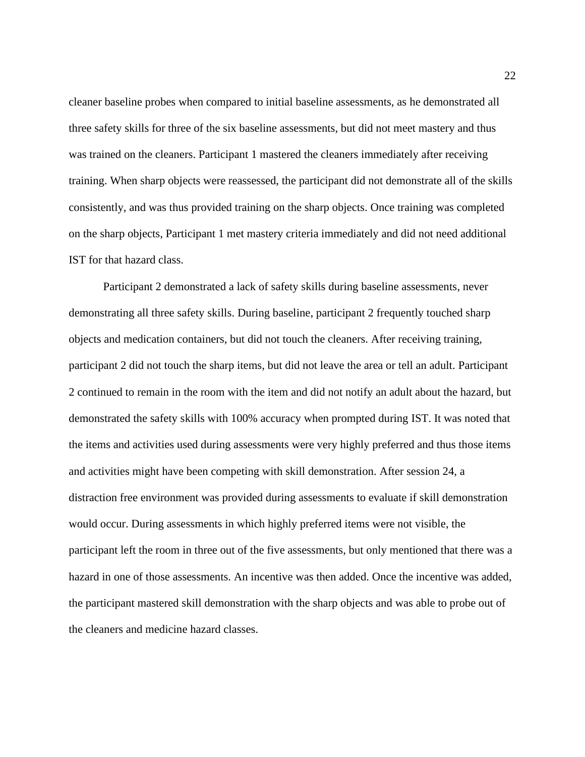cleaner baseline probes when compared to initial baseline assessments, as he demonstrated all three safety skills for three of the six baseline assessments, but did not meet mastery and thus was trained on the cleaners. Participant 1 mastered the cleaners immediately after receiving training. When sharp objects were reassessed, the participant did not demonstrate all of the skills consistently, and was thus provided training on the sharp objects. Once training was completed on the sharp objects, Participant 1 met mastery criteria immediately and did not need additional IST for that hazard class.

Participant 2 demonstrated a lack of safety skills during baseline assessments, never demonstrating all three safety skills. During baseline, participant 2 frequently touched sharp objects and medication containers, but did not touch the cleaners. After receiving training, participant 2 did not touch the sharp items, but did not leave the area or tell an adult. Participant 2 continued to remain in the room with the item and did not notify an adult about the hazard, but demonstrated the safety skills with 100% accuracy when prompted during IST. It was noted that the items and activities used during assessments were very highly preferred and thus those items and activities might have been competing with skill demonstration. After session 24, a distraction free environment was provided during assessments to evaluate if skill demonstration would occur. During assessments in which highly preferred items were not visible, the participant left the room in three out of the five assessments, but only mentioned that there was a hazard in one of those assessments. An incentive was then added. Once the incentive was added, the participant mastered skill demonstration with the sharp objects and was able to probe out of the cleaners and medicine hazard classes.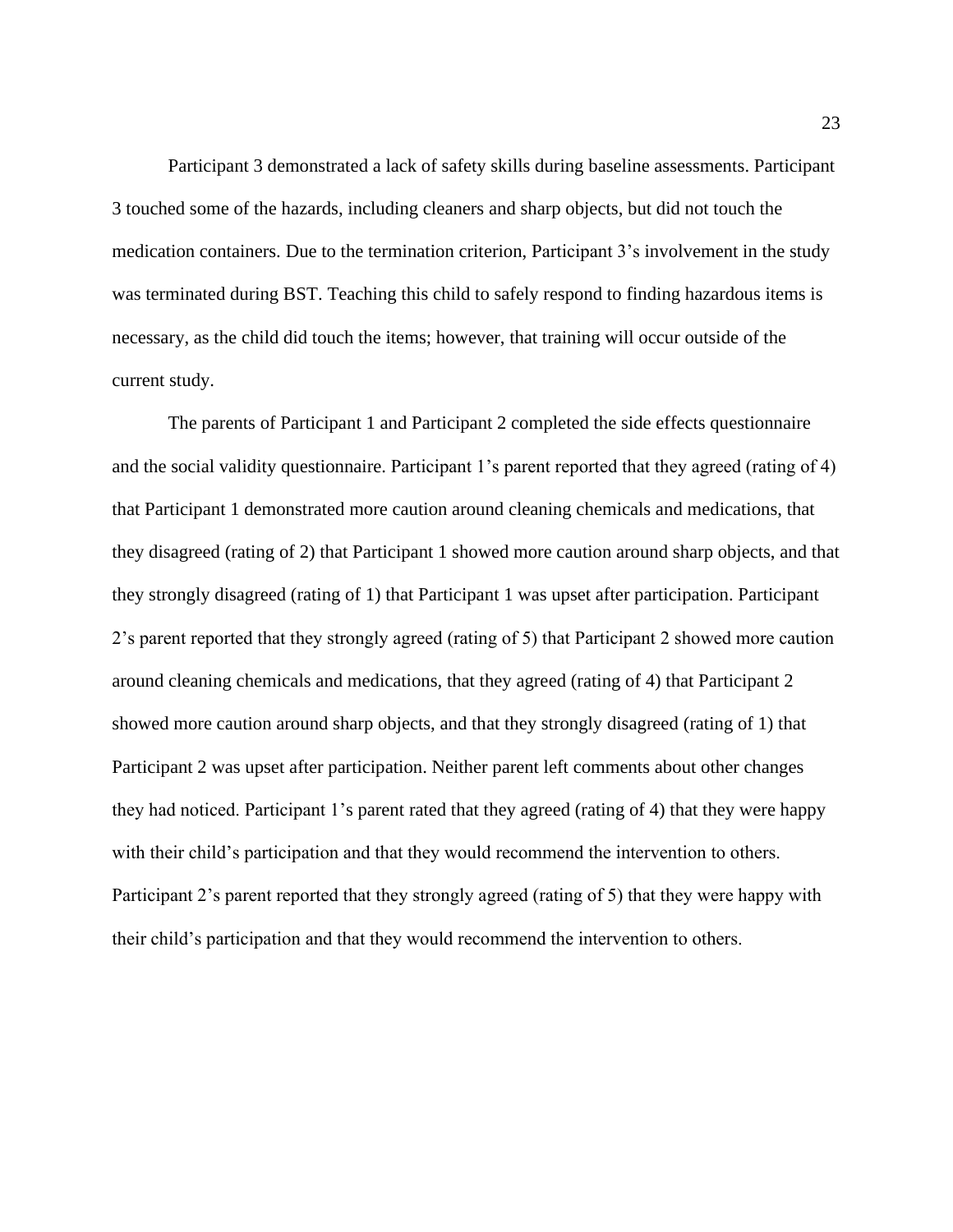Participant 3 demonstrated a lack of safety skills during baseline assessments. Participant 3 touched some of the hazards, including cleaners and sharp objects, but did not touch the medication containers. Due to the termination criterion, Participant 3's involvement in the study was terminated during BST. Teaching this child to safely respond to finding hazardous items is necessary, as the child did touch the items; however, that training will occur outside of the current study.

The parents of Participant 1 and Participant 2 completed the side effects questionnaire and the social validity questionnaire. Participant 1's parent reported that they agreed (rating of 4) that Participant 1 demonstrated more caution around cleaning chemicals and medications, that they disagreed (rating of 2) that Participant 1 showed more caution around sharp objects, and that they strongly disagreed (rating of 1) that Participant 1 was upset after participation. Participant 2's parent reported that they strongly agreed (rating of 5) that Participant 2 showed more caution around cleaning chemicals and medications, that they agreed (rating of 4) that Participant 2 showed more caution around sharp objects, and that they strongly disagreed (rating of 1) that Participant 2 was upset after participation. Neither parent left comments about other changes they had noticed. Participant 1's parent rated that they agreed (rating of 4) that they were happy with their child's participation and that they would recommend the intervention to others. Participant 2's parent reported that they strongly agreed (rating of 5) that they were happy with their child's participation and that they would recommend the intervention to others.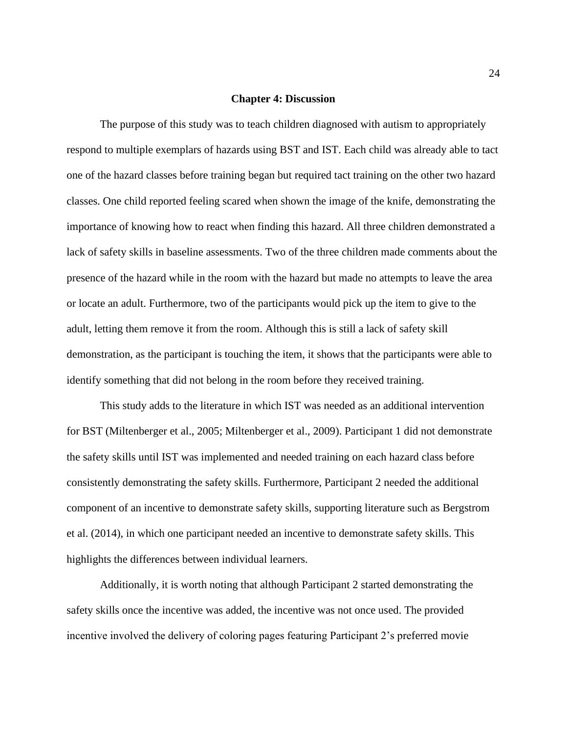# Chapter 4: Discussion

The purpose of this study was to teach children diagnosed with autism to appropriately respond to multiple exemplars of hazards using BST and IST. Each child was already able to tact one of the hazard classes before training began but required tact training on the other two hazard classes. One child reported feeling scared when shown the image of the knife, demonstrating the importance of knowing how to react when finding this hazard. All three children demonstrated a lack of safety skills in baseline assessments. Two of the three children made comments about the presence of the hazard while in the room with the hazard but made no attempts to leave the area or locate an adult. Furthermore, two of the participants would pick up the item to give to the adult, letting them remove it from the room. Although this is still a lack of safety skill demonstration, as the participant is touching the item, it shows that the participants were able to identify something that did not belong in the room before they received training.

This study adds to the literature in which IST was needed as an additional intervention for BST (Miltenberger et al., 2005; Miltenberger et al., 2009). Participant 1 did not demonstrate the safety skills until IST was implemented and needed training on each hazard class before consistently demonstrating the safety skills. Furthermore, Participant 2 needed the additional component of an incentive to demonstrate safety skills, supporting literature such as Bergstrom et al. (2014), in which one participant needed an incentive to demonstrate safety skills. This highlights the differences between individual learners.

Additionally, it is worth noting that although Participant 2 started demonstrating the safety skills once the incentive was added, the incentive was not once used. The provided incentive involved the delivery of coloring pages featuring Participant 2's preferred movie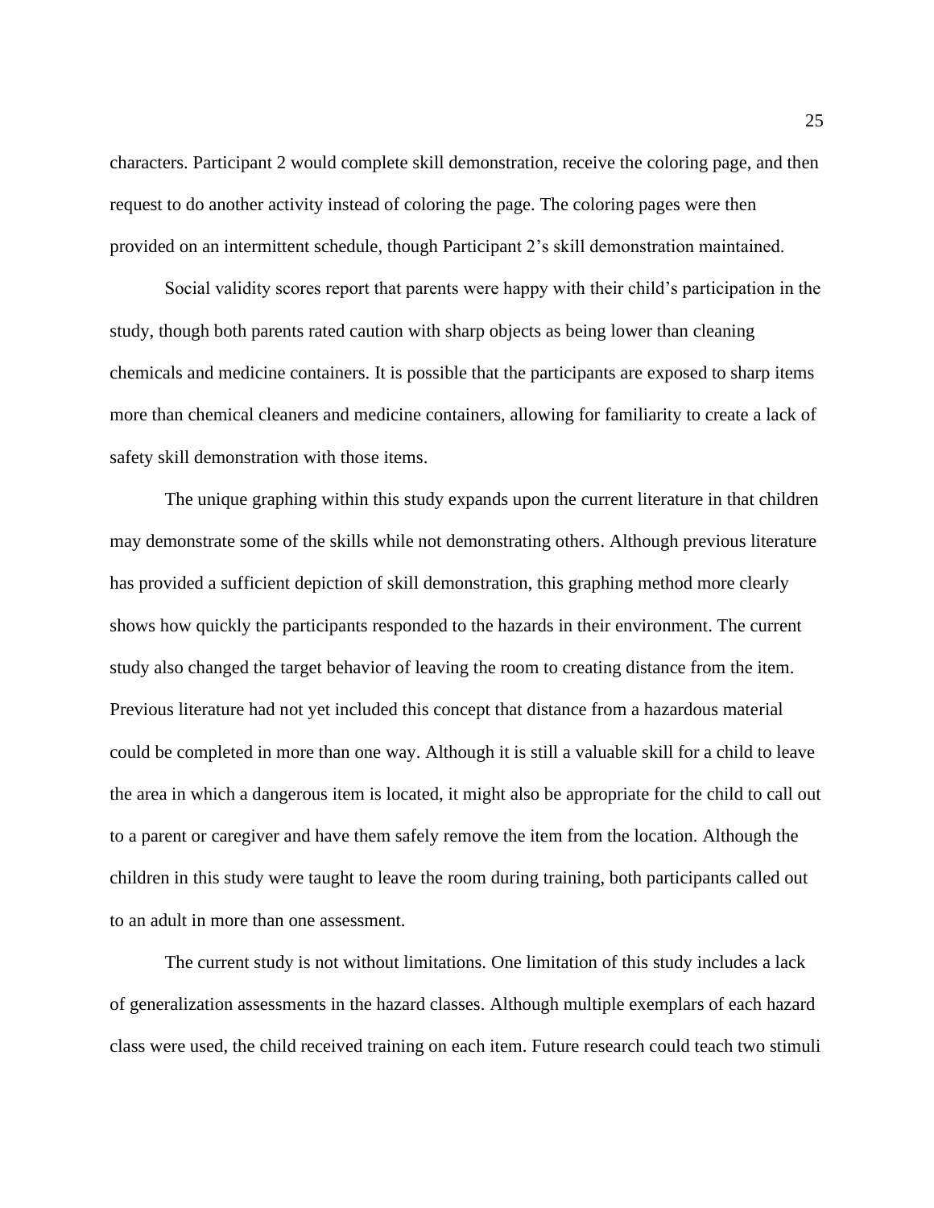characters. Participant 2 would complete skill demonstration, receive the coloring page, and then request to do another activity instead of coloring the page. The coloring pages were then provided on an intermittent schedule, though Participant 2's skill demonstration maintained.

Social validity scores report that parents were happy with their child's participation in the study, though both parents rated caution with sharp objects as being lower than cleaning chemicals and medicine containers. It is possible that the participants are exposed to sharp items more than chemical cleaners and medicine containers, allowing for familiarity to create a lack of safety skill demonstration with those items.

The unique graphing within this study expands upon the current literature in that children may demonstrate some of the skills while not demonstrating others. Although previous literature has provided a sufficient depiction of skill demonstration, this graphing method more clearly shows how quickly the participants responded to the hazards in their environment. The current study also changed the target behavior of leaving the room to creating distance from the item. Previous literature had not yet included this concept that distance from a hazardous material could be completed in more than one way. Although it is still a valuable skill for a child to leave the area in which a dangerous item is located, it might also be appropriate for the child to call out to a parent or caregiver and have them safely remove the item from the location. Although the children in this study were taught to leave the room during training, both participants called out to an adult in more than one assessment.

The current study is not without limitations. One limitation of this study includes a lack of generalization assessments in the hazard classes. Although multiple exemplars of each hazard class were used, the child received training on each item. Future research could teach two stimuli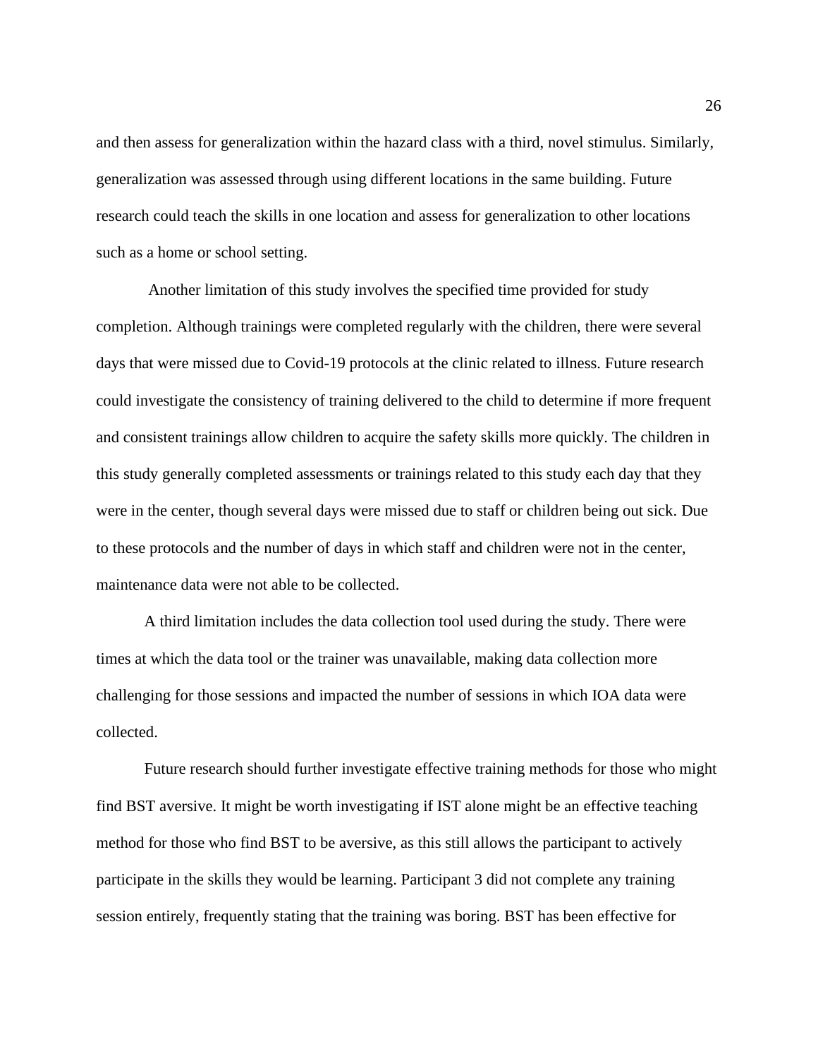and then assess for generalization within the hazard class with a third, novel stimulus. Similarly, generalization was assessed through using different locations in the same building. Future research could teach the skills in one location and assess for generalization to other locations such as a home or school setting.

Another limitation of this study involves the specified time provided for study completion. Although trainings were completed regularly with the children, there were several days that were missed due to Covid-19 protocols at the clinic related to illness. Future research could investigate the consistency of training delivered to the child to determine if more frequent and consistent trainings allow children to acquire the safety skills more quickly. The children in this study generally completed assessments or trainings related to this study each day that they were in the center, though several days were missed due to staff or children being out sick. Due to these protocols and the number of days in which staff and children were not in the center, maintenance data were not able to be collected.

A third limitation includes the data collection tool used during the study. There were times at which the data tool or the trainer was unavailable, making data collection more challenging for those sessions and impacted the number of sessions in which IOA data were collected.

Future research should further investigate effective training methods for those who might find BST aversive. It might be worth investigating if IST alone might be an effective teaching method for those who find BST to be aversive, as this still allows the participant to actively participate in the skills they would be learning. Participant 3 did not complete any training session entirely, frequently stating that the training was boring. BST has been effective for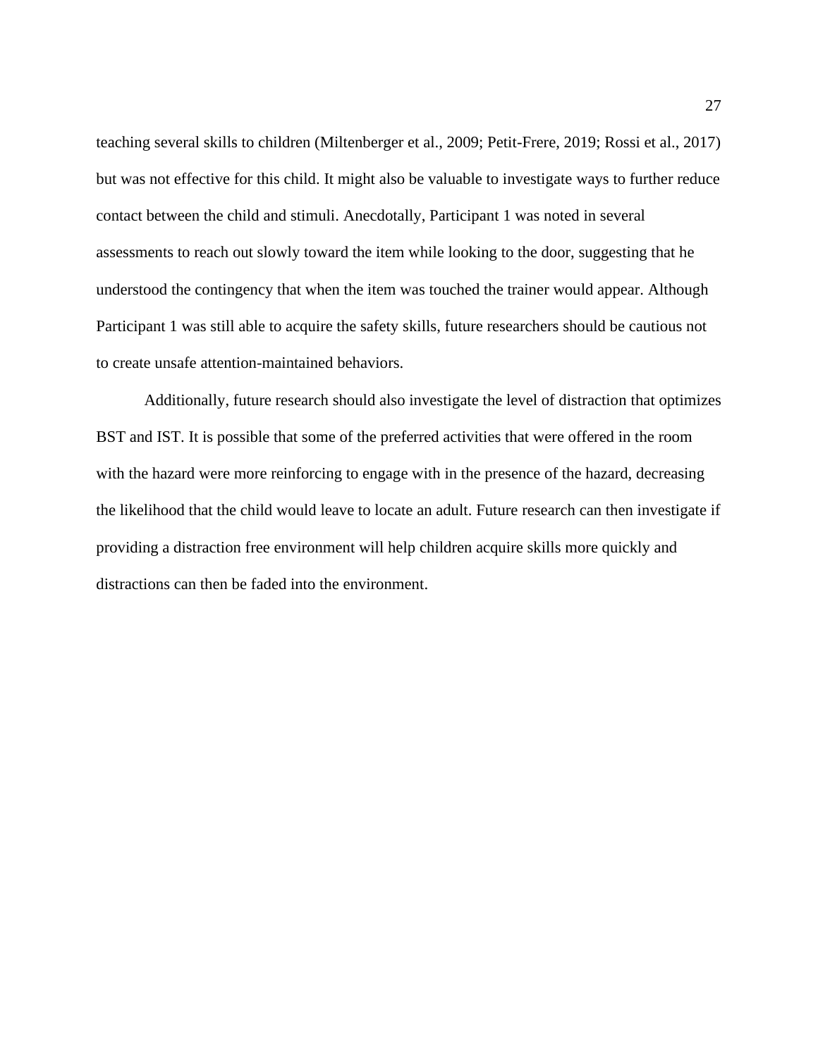teaching several skills to children (Miltenberger et al., 2009; Petit-Frere, 2019; Rossi et al., 2017) but was not effective for this child. It might also be valuable to investigate ways to further reduce contact between the child and stimuli. Anecdotally, Participant 1 was noted in several assessments to reach out slowly toward the item while looking to the door, suggesting that he understood the contingency that when the item was touched the trainer would appear. Although Participant 1 was still able to acquire the safety skills, future researchers should be cautious not to create unsafe attention-maintained behaviors.

Additionally, future research should also investigate the level of distraction that optimizes BST and IST. It is possible that some of the preferred activities that were offered in the room with the hazard were more reinforcing to engage with in the presence of the hazard, decreasing the likelihood that the child would leave to locate an adult. Future research can then investigate if providing a distraction free environment will help children acquire skills more quickly and distractions can then be faded into the environment.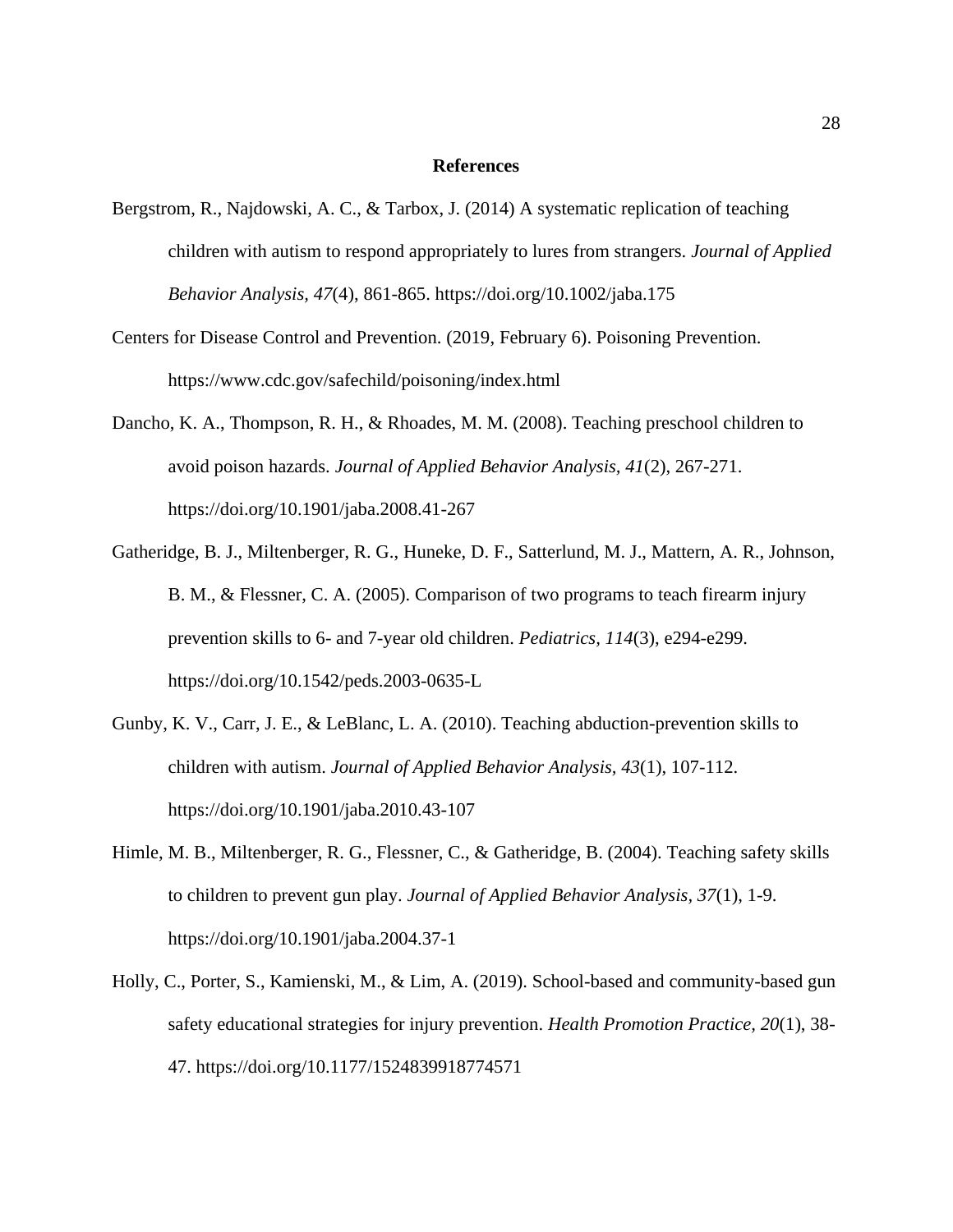# References

Bergstrom, R., Najdowski, A. C., & Tarbox, J. (2014) A systematic replication of teaching children with autism to respond appropriately to lures from strangers. *Journal of Applied Behavior Analysis, 47*(4), 861-865. https://doi.org/10.1002/jaba.175

Centers for Disease Control and Prevention. (2019, February 6). Poisoning Prevention. https://www.cdc.gov/safechild/poisoning/index.html

Dancho, K. A., Thompson, R. H., & Rhoades, M. M. (2008). Teaching preschool children to avoid poison hazards. *Journal of Applied Behavior Analysis, 41*(2), 267-271. https://doi.org/10.1901/jaba.2008.41-267

Gatheridge, B. J., Miltenberger, R. G., Huneke, D. F., Satterlund, M. J., Mattern, A. R., Johnson, B. M., & Flessner, C. A. (2005). Comparison of two programs to teach firearm injury prevention skills to 6- and 7-year old children. *Pediatrics, 114*(3), e294-e299. https://doi.org/10.1542/peds.2003-0635-L

Gunby, K. V., Carr, J. E., & LeBlanc, L. A. (2010). Teaching abduction-prevention skills to children with autism. *Journal of Applied Behavior Analysis, 43*(1), 107-112. https://doi.org/10.1901/jaba.2010.43-107

Himle, M. B., Miltenberger, R. G., Flessner, C., & Gatheridge, B. (2004). Teaching safety skills to children to prevent gun play. *Journal of Applied Behavior Analysis, 37*(1), 1-9. https://doi.org/10.1901/jaba.2004.37-1

Holly, C., Porter, S., Kamienski, M., & Lim, A. (2019). School-based and community-based gun safety educational strategies for injury prevention. *Health Promotion Practice, 20*(1), 38-47. https://doi.org/10.1177/1524839918774571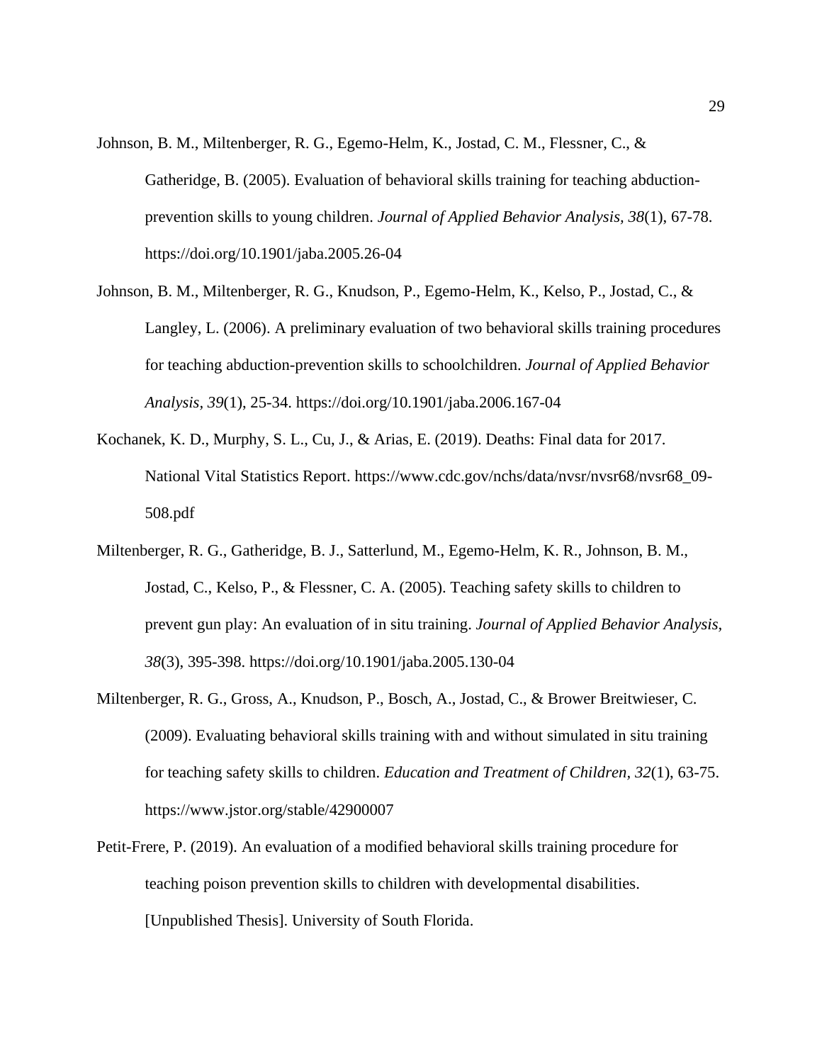Johnson, B. M., Miltenberger, R. G., Egemo-Helm, K., Jostad, C. M., Flessner, C., & Gatheridge, B. (2005). Evaluation of behavioral skills training for teaching abduction-prevention skills to young children. *Journal of Applied Behavior Analysis, 38*(1), 67-78. https://doi.org/10.1901/jaba.2005.26-04

Johnson, B. M., Miltenberger, R. G., Knudson, P., Egemo-Helm, K., Kelso, P., Jostad, C., & Langley, L. (2006). A preliminary evaluation of two behavioral skills training procedures for teaching abduction-prevention skills to schoolchildren. *Journal of Applied Behavior Analysis, 39*(1), 25-34. https://doi.org/10.1901/jaba.2006.167-04

Kochanek, K. D., Murphy, S. L., Cu, J., & Arias, E. (2019). Deaths: Final data for 2017. National Vital Statistics Report. https://www.cdc.gov/nchs/data/nvsr/nvsr68/nvsr68_09-508.pdf

Miltenberger, R. G., Gatheridge, B. J., Satterlund, M., Egemo-Helm, K. R., Johnson, B. M., Jostad, C., Kelso, P., & Flessner, C. A. (2005). Teaching safety skills to children to prevent gun play: An evaluation of in situ training. *Journal of Applied Behavior Analysis, 38*(3), 395-398. https://doi.org/10.1901/jaba.2005.130-04

Miltenberger, R. G., Gross, A., Knudson, P., Bosch, A., Jostad, C., & Brower Breitwieser, C. (2009). Evaluating behavioral skills training with and without simulated in situ training for teaching safety skills to children. *Education and Treatment of Children, 32*(1), 63-75. https://www.jstor.org/stable/42900007

Petit-Frere, P. (2019). An evaluation of a modified behavioral skills training procedure for teaching poison prevention skills to children with developmental disabilities. [Unpublished Thesis]. University of South Florida.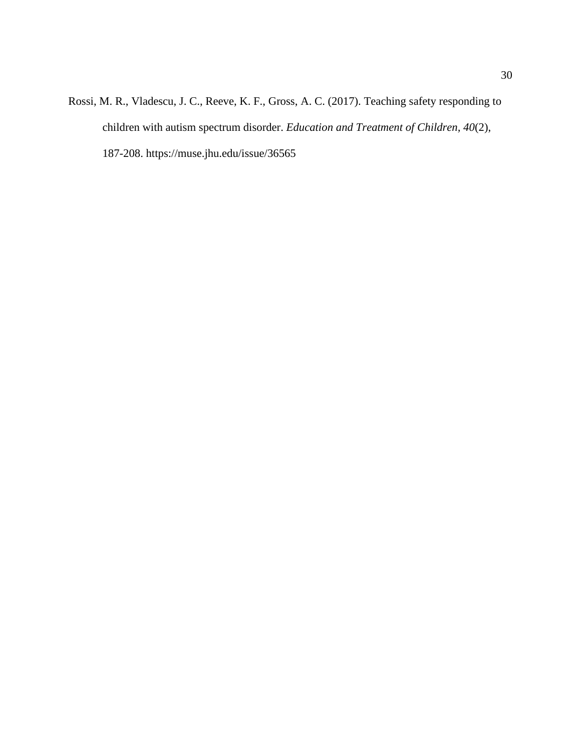Rossi, M. R., Vladescu, J. C., Reeve, K. F., Gross, A. C. (2017). Teaching safety responding to children with autism spectrum disorder. *Education and Treatment of Children*, *40*(2), 187-208. https://muse.jhu.edu/issue/36565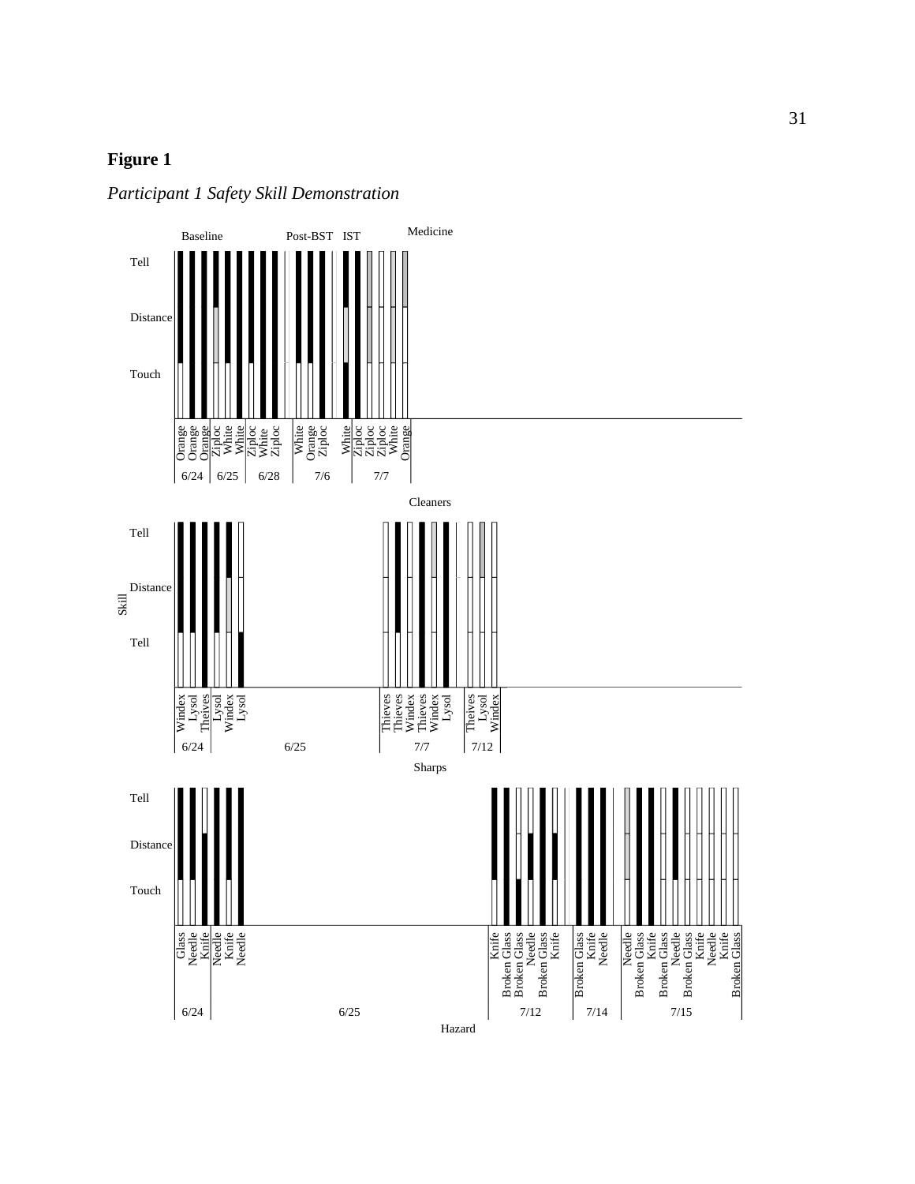# Figure 1

*Participant 1 Safety Skill Demonstration*

Baseline Post-BST IST

Medicine

Tell

Distance

Touch

Orange Orange Orange Ziploc White White Ziploc White Ziploc White Orange Ziploc White Ziploc Ziploc Ziploc White Orange

6/24 6/25 6/28 7/6 7/7

Cleaners

Tell

Distance

Skill

Tell

Windex Lysol Theives Lysol Windex Lysol Thieves Thieves Windex Thieves Windex Lysol Theives Lysol Windex

6/24 6/25 7/7 7/12

Sharps

Tell

Distance

Touch

Glass Needle Knife Needle Knife Needle Knife Broken Glass Broken Glass Needle Broken Glass Knife Broken Glass Knife Needle Needle Broken Glass Knife Broken Glass Needle Broken Glass Knife Needle Knife Broken Glass

6/24 6/25 7/12 7/14 7/15

Hazard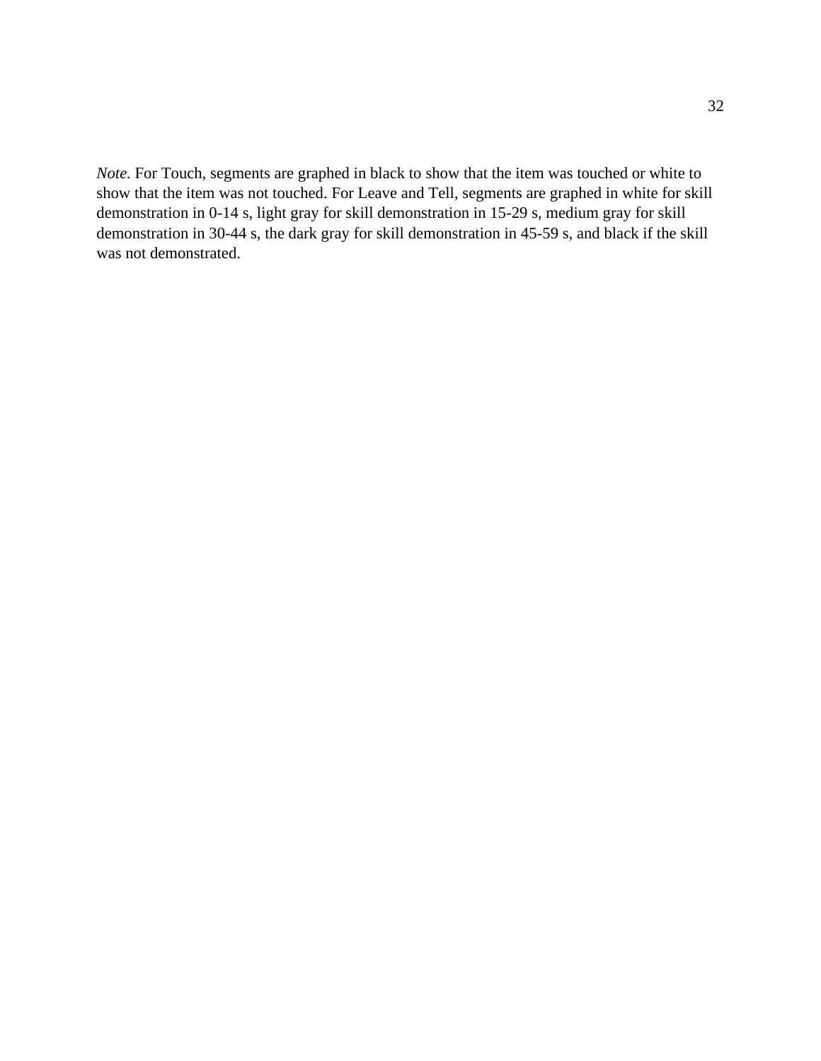*Note.* For Touch, segments are graphed in black to show that the item was touched or white to show that the item was not touched. For Leave and Tell, segments are graphed in white for skill demonstration in 0-14 s, light gray for skill demonstration in 15-29 s, medium gray for skill demonstration in 30-44 s, the dark gray for skill demonstration in 45-59 s, and black if the skill was not demonstrated.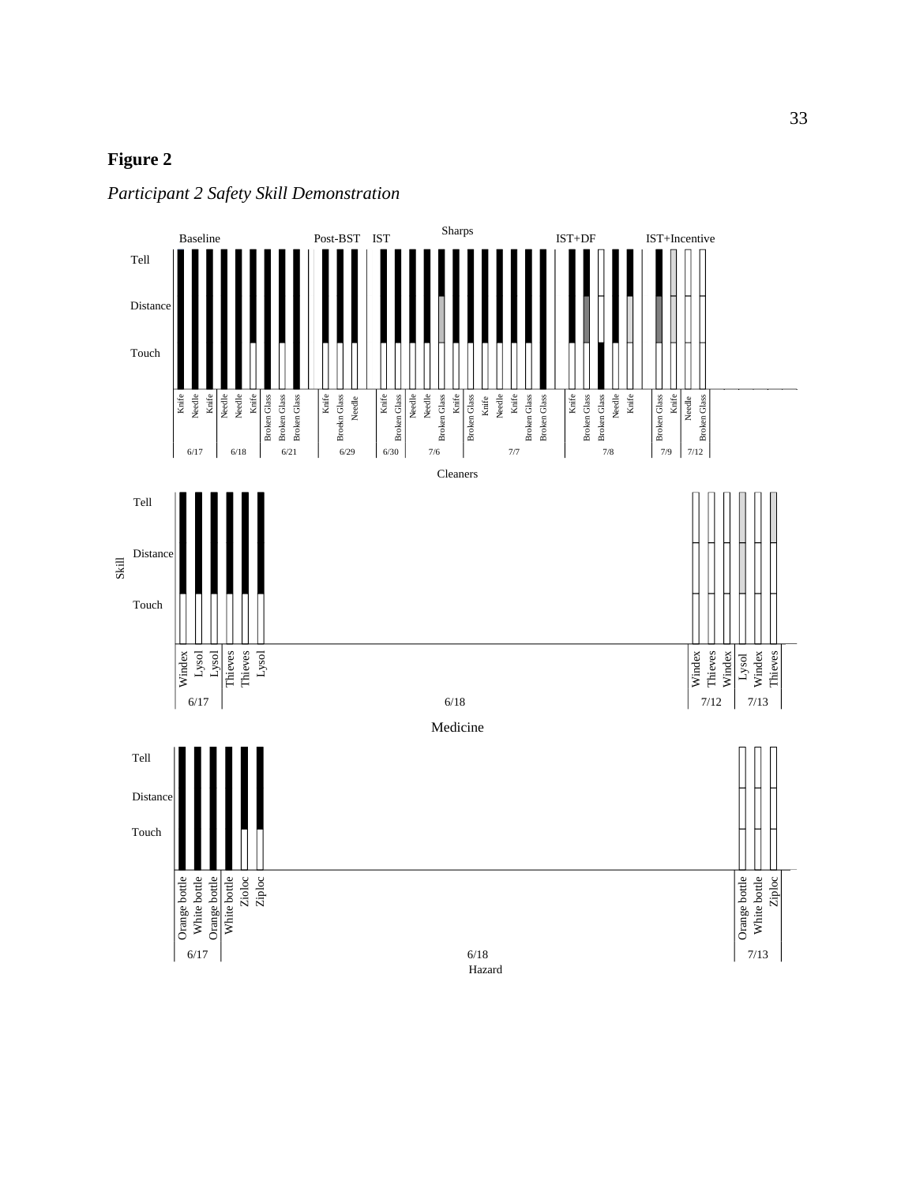# Figure 2

*Participant 2 Safety Skill Demonstration*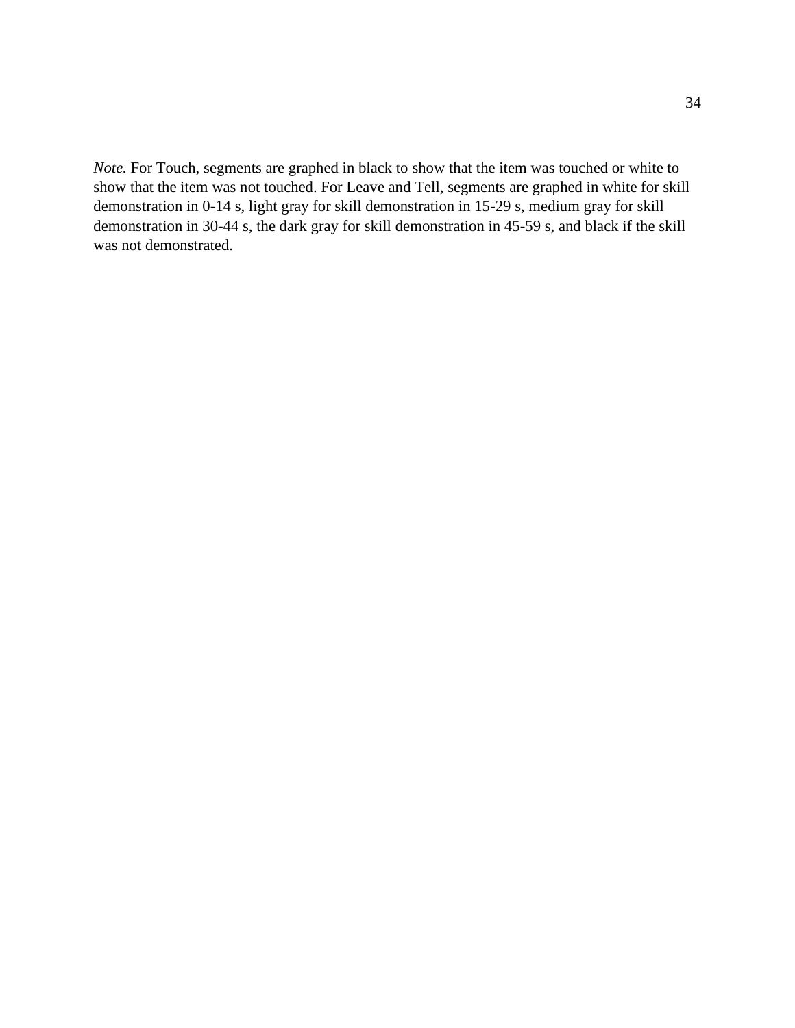*Note.* For Touch, segments are graphed in black to show that the item was touched or white to show that the item was not touched. For Leave and Tell, segments are graphed in white for skill demonstration in 0-14 s, light gray for skill demonstration in 15-29 s, medium gray for skill demonstration in 30-44 s, the dark gray for skill demonstration in 45-59 s, and black if the skill was not demonstrated.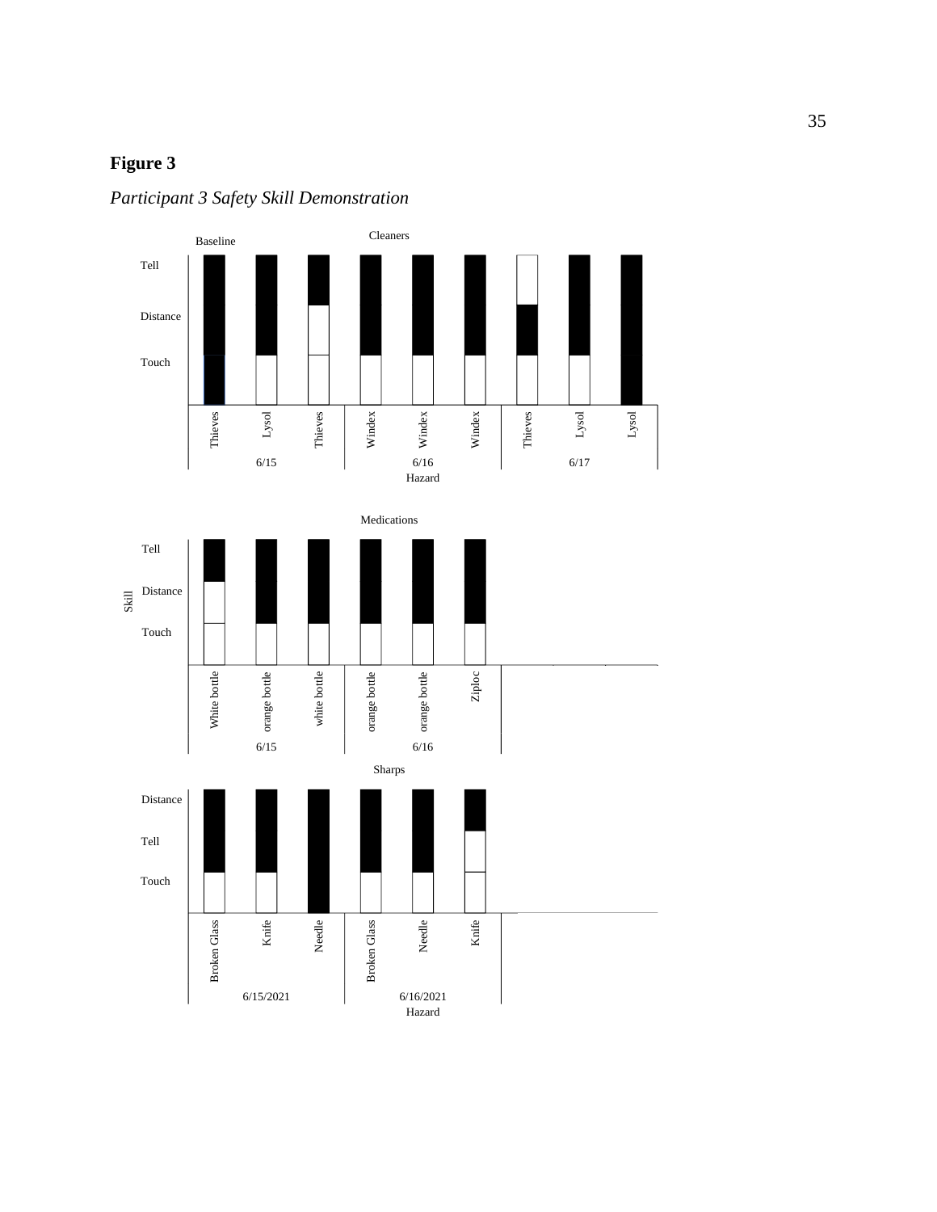**Figure 3**

*Participant 3 Safety Skill Demonstration*

Baseline

Cleaners

Tell

Distance

Touch

Thieves Lysol Thieves Windex Windex Windex Thieves Lysol Lysol

6/15 6/16 6/17

Hazard

Medications

Skill

Tell

Distance

Touch

White bottle orange bottle white bottle orange bottle orange bottle Ziploc

6/15 6/16

Sharps

Distance

Tell

Touch

Broken Glass Knife Needle Broken Glass Needle Knife

6/15/2021 6/16/2021

Hazard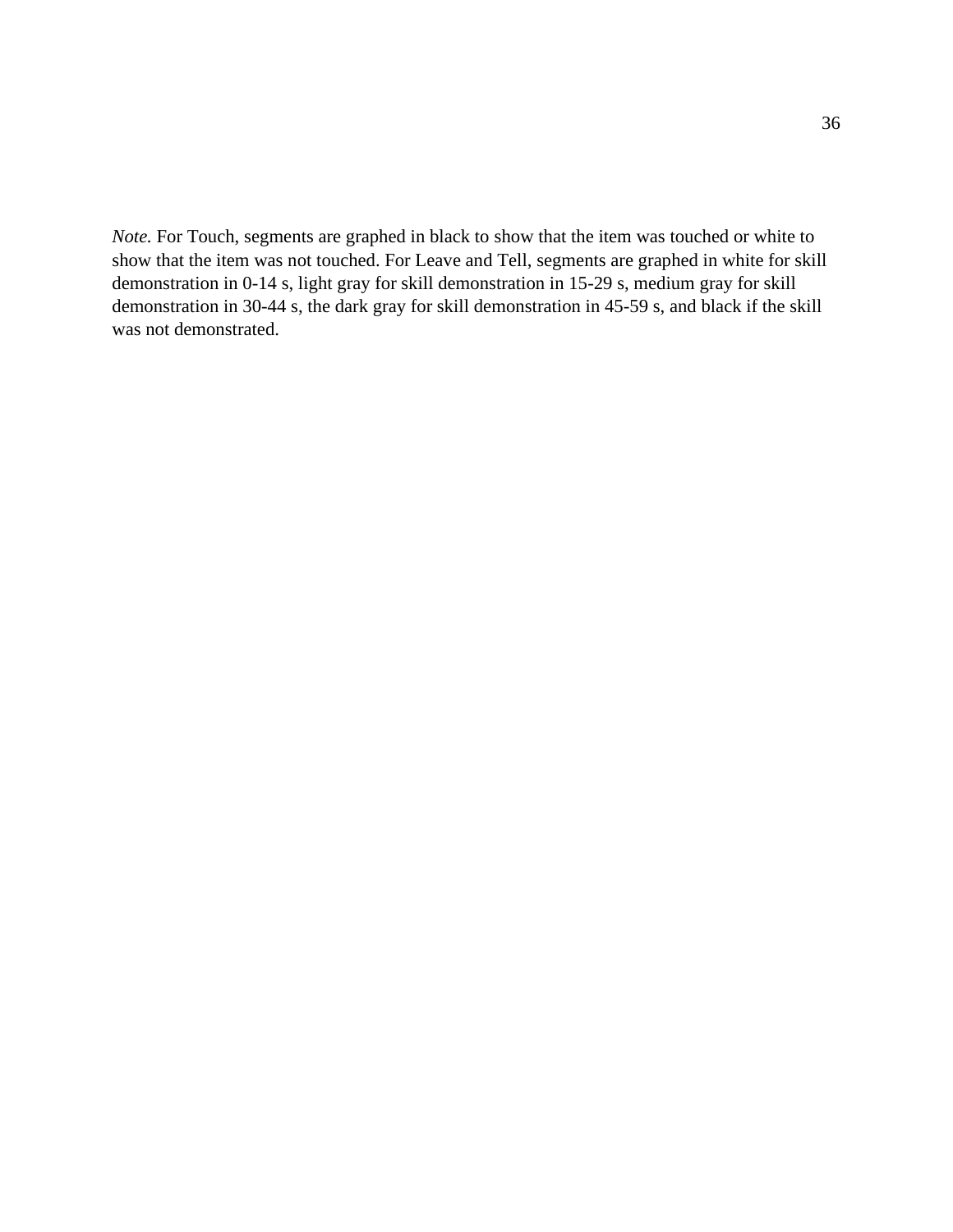*Note.* For Touch, segments are graphed in black to show that the item was touched or white to show that the item was not touched. For Leave and Tell, segments are graphed in white for skill demonstration in 0-14 s, light gray for skill demonstration in 15-29 s, medium gray for skill demonstration in 30-44 s, the dark gray for skill demonstration in 45-59 s, and black if the skill was not demonstrated.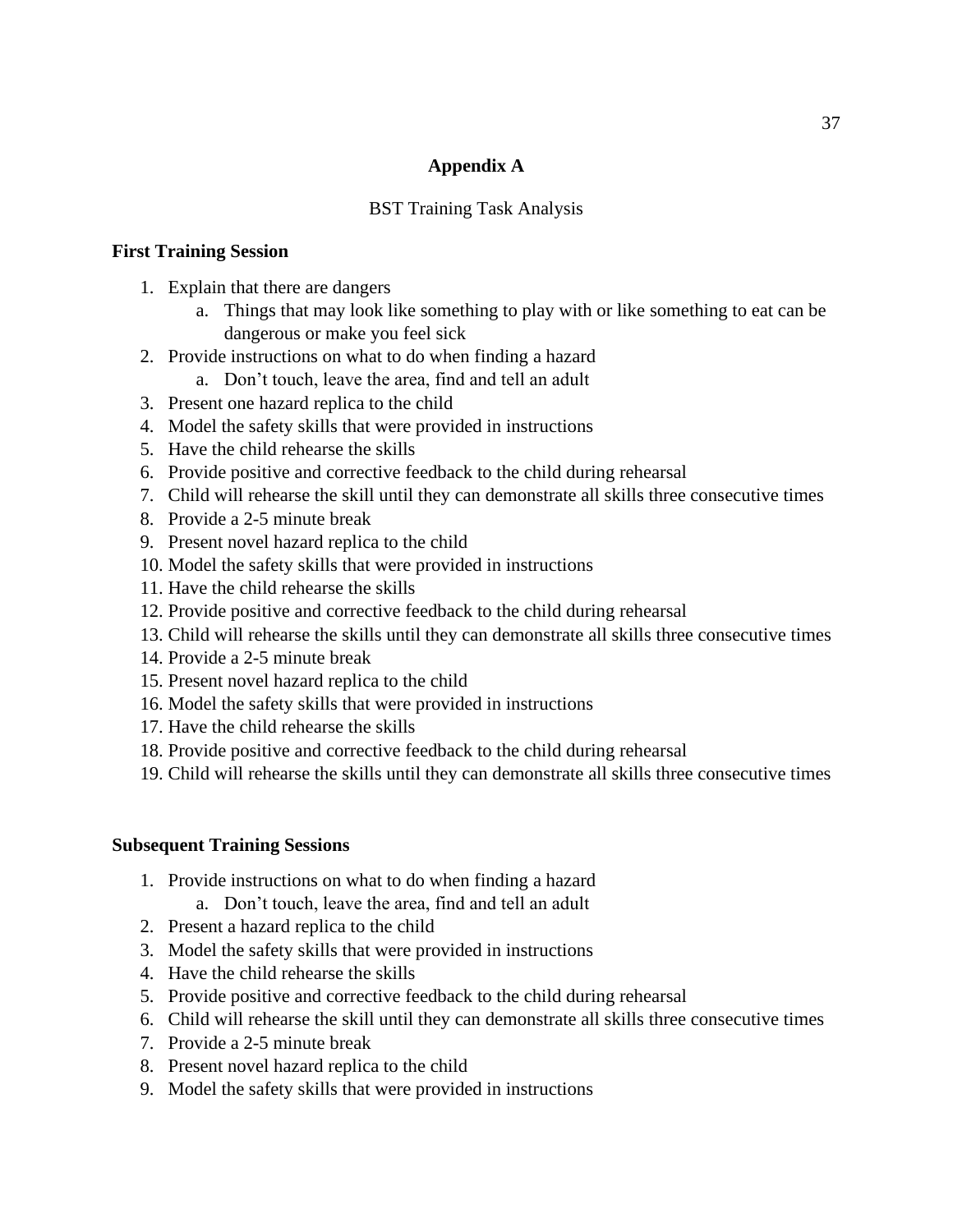# Appendix A

BST Training Task Analysis

**First Training Session**

1. Explain that there are dangers
    a. Things that may look like something to play with or like something to eat can be dangerous or make you feel sick
2. Provide instructions on what to do when finding a hazard
    a. Don't touch, leave the area, find and tell an adult
3. Present one hazard replica to the child
4. Model the safety skills that were provided in instructions
5. Have the child rehearse the skills
6. Provide positive and corrective feedback to the child during rehearsal
7. Child will rehearse the skill until they can demonstrate all skills three consecutive times
8. Provide a 2-5 minute break
9. Present novel hazard replica to the child
10. Model the safety skills that were provided in instructions
11. Have the child rehearse the skills
12. Provide positive and corrective feedback to the child during rehearsal
13. Child will rehearse the skills until they can demonstrate all skills three consecutive times
14. Provide a 2-5 minute break
15. Present novel hazard replica to the child
16. Model the safety skills that were provided in instructions
17. Have the child rehearse the skills
18. Provide positive and corrective feedback to the child during rehearsal
19. Child will rehearse the skills until they can demonstrate all skills three consecutive times

**Subsequent Training Sessions**

1. Provide instructions on what to do when finding a hazard
    a. Don't touch, leave the area, find and tell an adult
2. Present a hazard replica to the child
3. Model the safety skills that were provided in instructions
4. Have the child rehearse the skills
5. Provide positive and corrective feedback to the child during rehearsal
6. Child will rehearse the skill until they can demonstrate all skills three consecutive times
7. Provide a 2-5 minute break
8. Present novel hazard replica to the child
9. Model the safety skills that were provided in instructions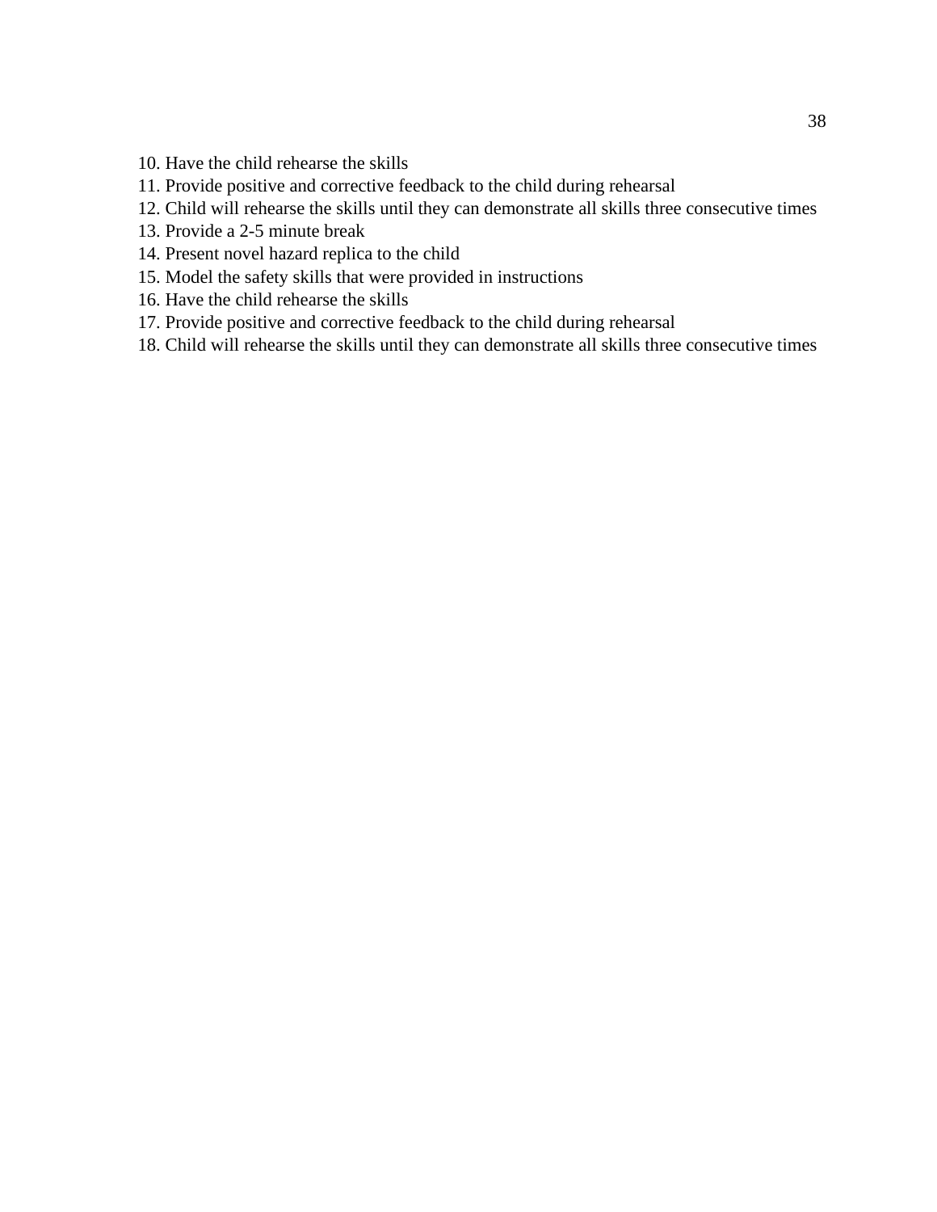10. Have the child rehearse the skills
11. Provide positive and corrective feedback to the child during rehearsal
12. Child will rehearse the skills until they can demonstrate all skills three consecutive times
13. Provide a 2-5 minute break
14. Present novel hazard replica to the child
15. Model the safety skills that were provided in instructions
16. Have the child rehearse the skills
17. Provide positive and corrective feedback to the child during rehearsal
18. Child will rehearse the skills until they can demonstrate all skills three consecutive times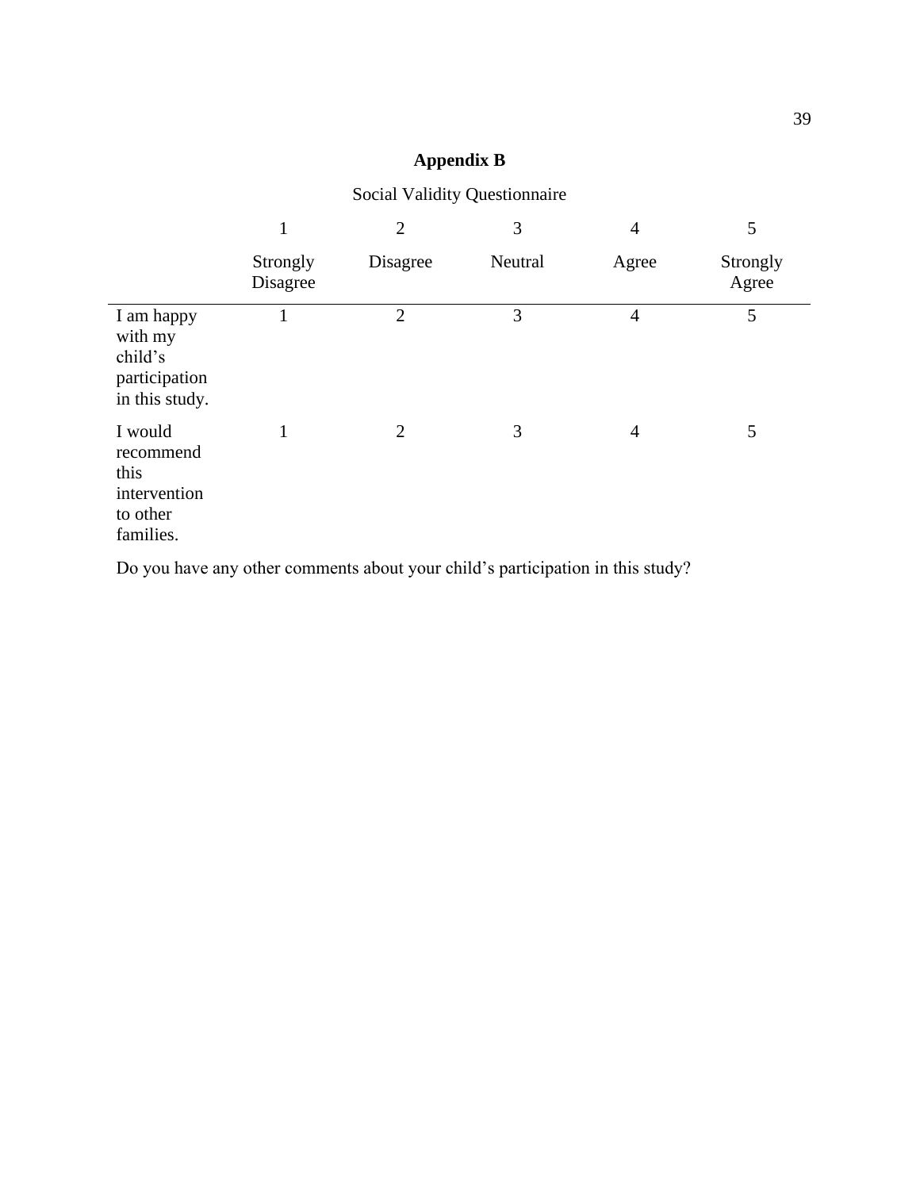# Appendix B

Social Validity Questionnaire

| | 1<br>Strongly Disagree | 2<br>Disagree | 3<br>Neutral | 4<br>Agree | 5<br>Strongly Agree |
|---|---|---|---|---|---|
| I am happy with my child's participation in this study. | 1 | 2 | 3 | 4 | 5 |
| I would recommend this intervention to other families. | 1 | 2 | 3 | 4 | 5 |

Do you have any other comments about your child's participation in this study?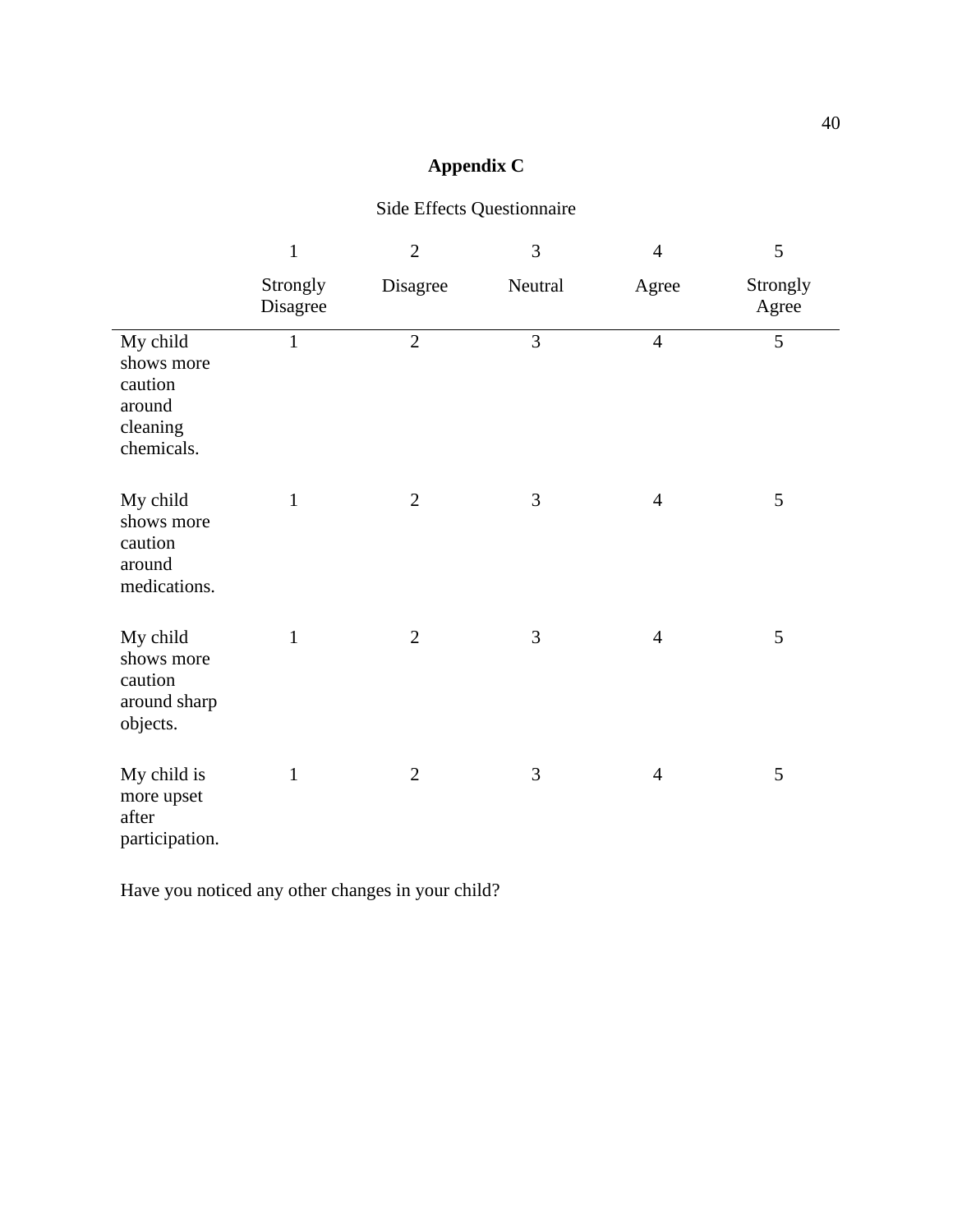# Appendix C

Side Effects Questionnaire

| | 1<br>Strongly Disagree | 2<br>Disagree | 3<br>Neutral | 4<br>Agree | 5<br>Strongly Agree |
|---|---|---|---|---|---|
| My child shows more caution around cleaning chemicals. | 1 | 2 | 3 | 4 | 5 |
| My child shows more caution around medications. | 1 | 2 | 3 | 4 | 5 |
| My child shows more caution around sharp objects. | 1 | 2 | 3 | 4 | 5 |
| My child is more upset after participation. | 1 | 2 | 3 | 4 | 5 |

Have you noticed any other changes in your child?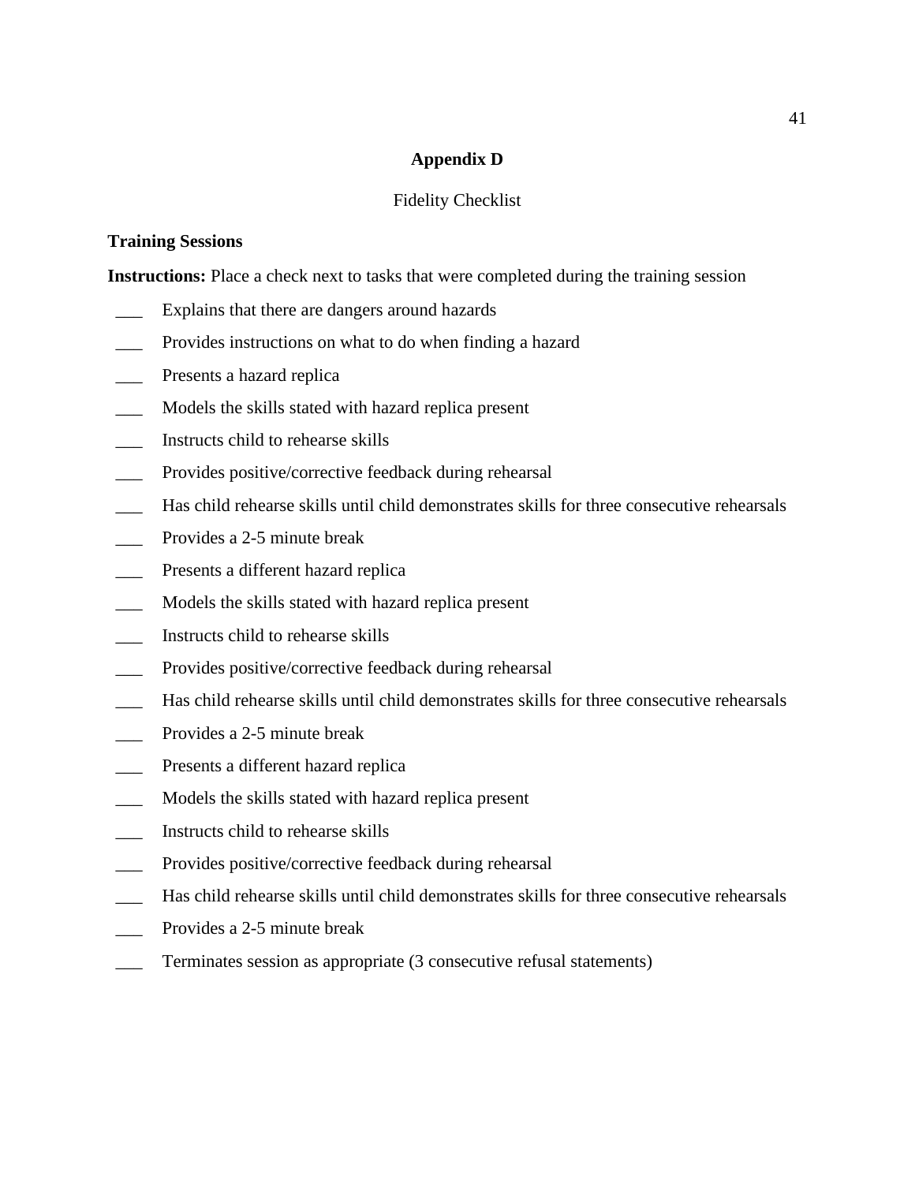# Appendix D

Fidelity Checklist

**Training Sessions**

**Instructions:** Place a check next to tasks that were completed during the training session

- ___ Explains that there are dangers around hazards
- ___ Provides instructions on what to do when finding a hazard
- ___ Presents a hazard replica
- ___ Models the skills stated with hazard replica present
- ___ Instructs child to rehearse skills
- ___ Provides positive/corrective feedback during rehearsal
- ___ Has child rehearse skills until child demonstrates skills for three consecutive rehearsals
- ___ Provides a 2-5 minute break
- ___ Presents a different hazard replica
- ___ Models the skills stated with hazard replica present
- ___ Instructs child to rehearse skills
- ___ Provides positive/corrective feedback during rehearsal
- ___ Has child rehearse skills until child demonstrates skills for three consecutive rehearsals
- ___ Provides a 2-5 minute break
- ___ Presents a different hazard replica
- ___ Models the skills stated with hazard replica present
- ___ Instructs child to rehearse skills
- ___ Provides positive/corrective feedback during rehearsal
- ___ Has child rehearse skills until child demonstrates skills for three consecutive rehearsals
- ___ Provides a 2-5 minute break
- ___ Terminates session as appropriate (3 consecutive refusal statements)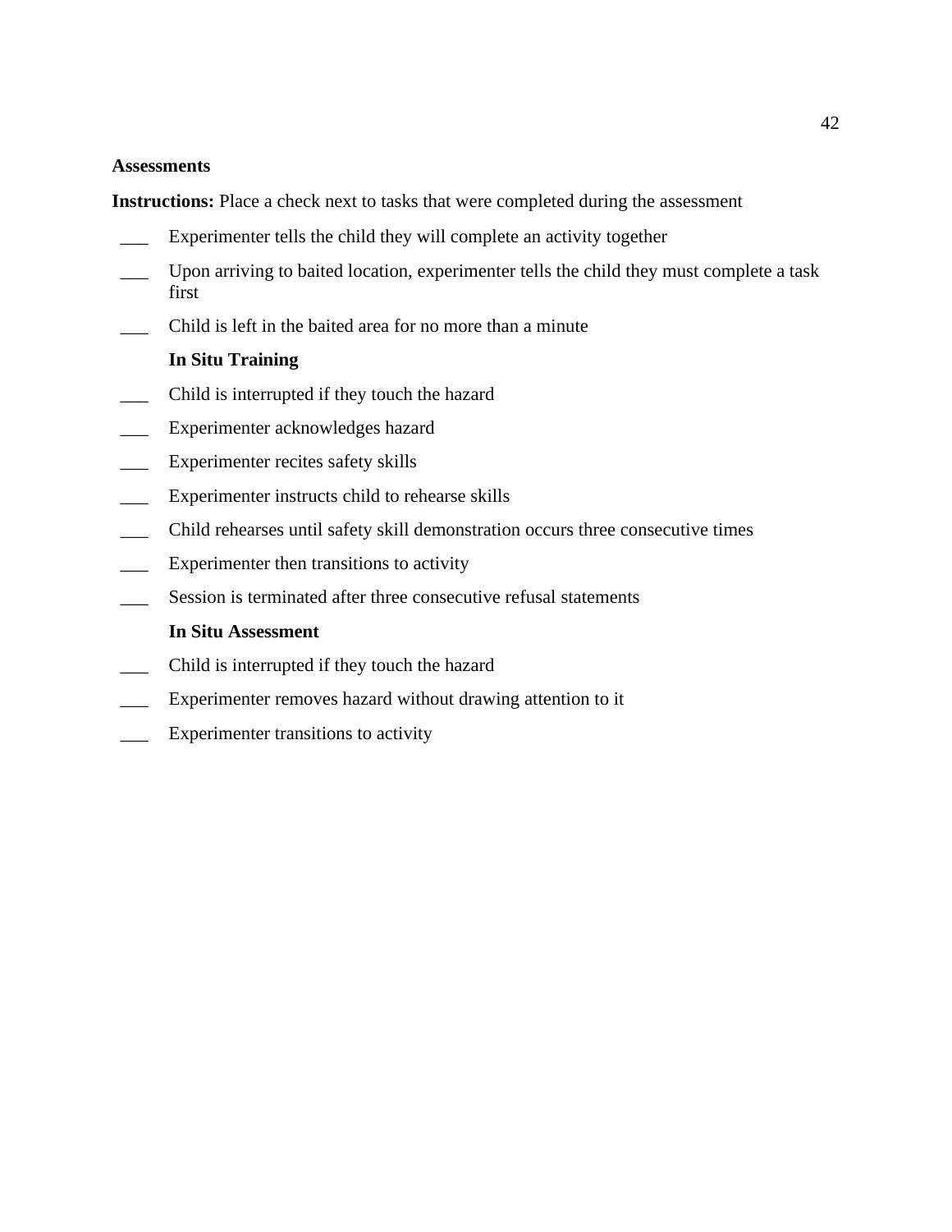**Assessments**

**Instructions:** Place a check next to tasks that were completed during the assessment

___ Experimenter tells the child they will complete an activity together

___ Upon arriving to baited location, experimenter tells the child they must complete a task first

___ Child is left in the baited area for no more than a minute

**In Situ Training**

___ Child is interrupted if they touch the hazard

___ Experimenter acknowledges hazard

___ Experimenter recites safety skills

___ Experimenter instructs child to rehearse skills

___ Child rehearses until safety skill demonstration occurs three consecutive times

___ Experimenter then transitions to activity

___ Session is terminated after three consecutive refusal statements

**In Situ Assessment**

___ Child is interrupted if they touch the hazard

___ Experimenter removes hazard without drawing attention to it

___ Experimenter transitions to activity